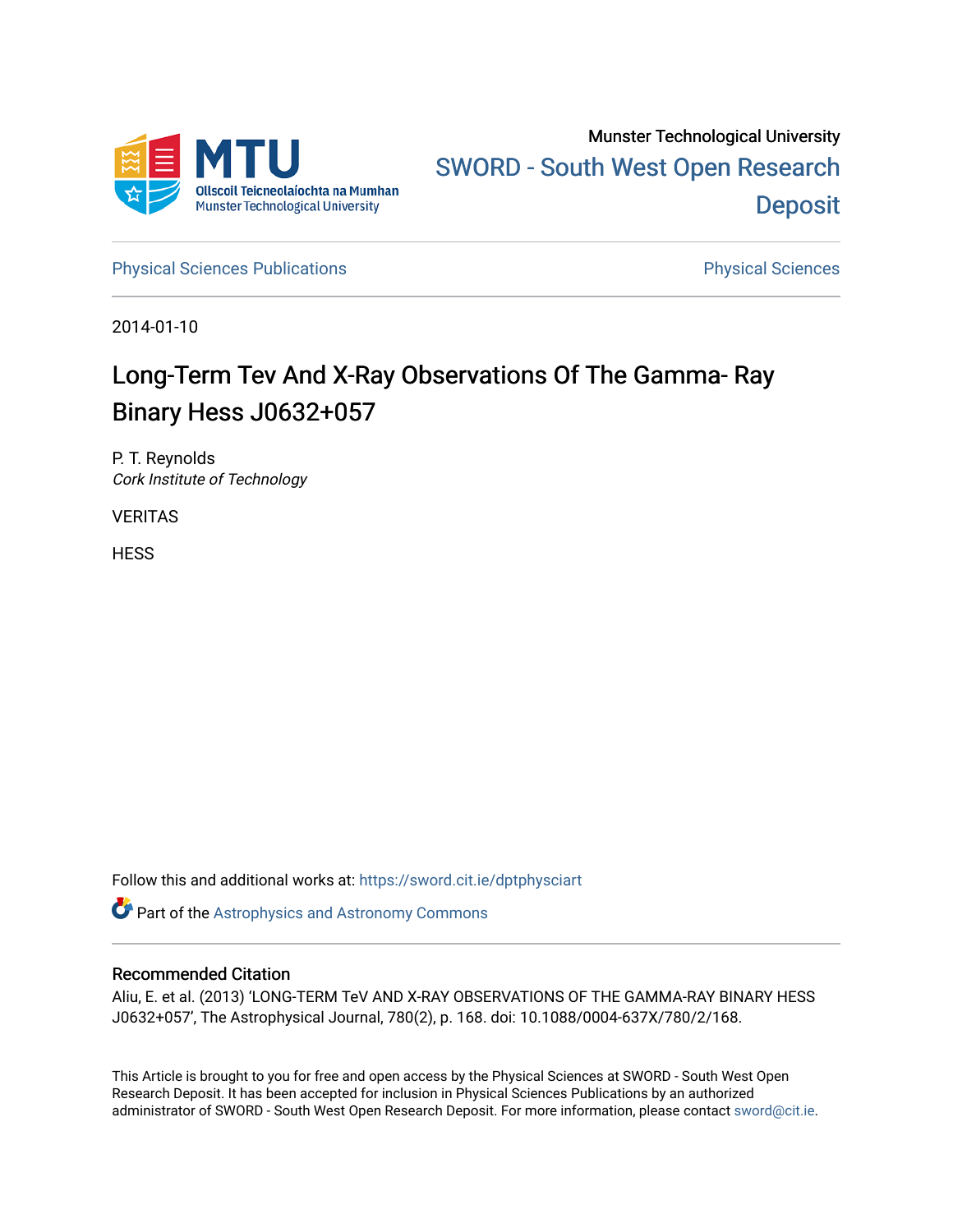Munster Technological University

SWORD - South West Open Research Deposit

Physical Sciences Publications

Physical Sciences

2014-01-10

# Long-Term Tev And X-Ray Observations Of The Gamma- Ray Binary Hess J0632+057

P. T. Reynolds
*Cork Institute of Technology*

VERITAS

HESS

Follow this and additional works at: https://sword.cit.ie/dptphysciart

Part of the Astrophysics and Astronomy Commons

## Recommended Citation

Aliu, E. et al. (2013) 'LONG-TERM TeV AND X-RAY OBSERVATIONS OF THE GAMMA-RAY BINARY HESS J0632+057', The Astrophysical Journal, 780(2), p. 168. doi: 10.1088/0004-637X/780/2/168.

This Article is brought to you for free and open access by the Physical Sciences at SWORD - South West Open Research Deposit. It has been accepted for inclusion in Physical Sciences Publications by an authorized administrator of SWORD - South West Open Research Deposit. For more information, please contact sword@cit.ie.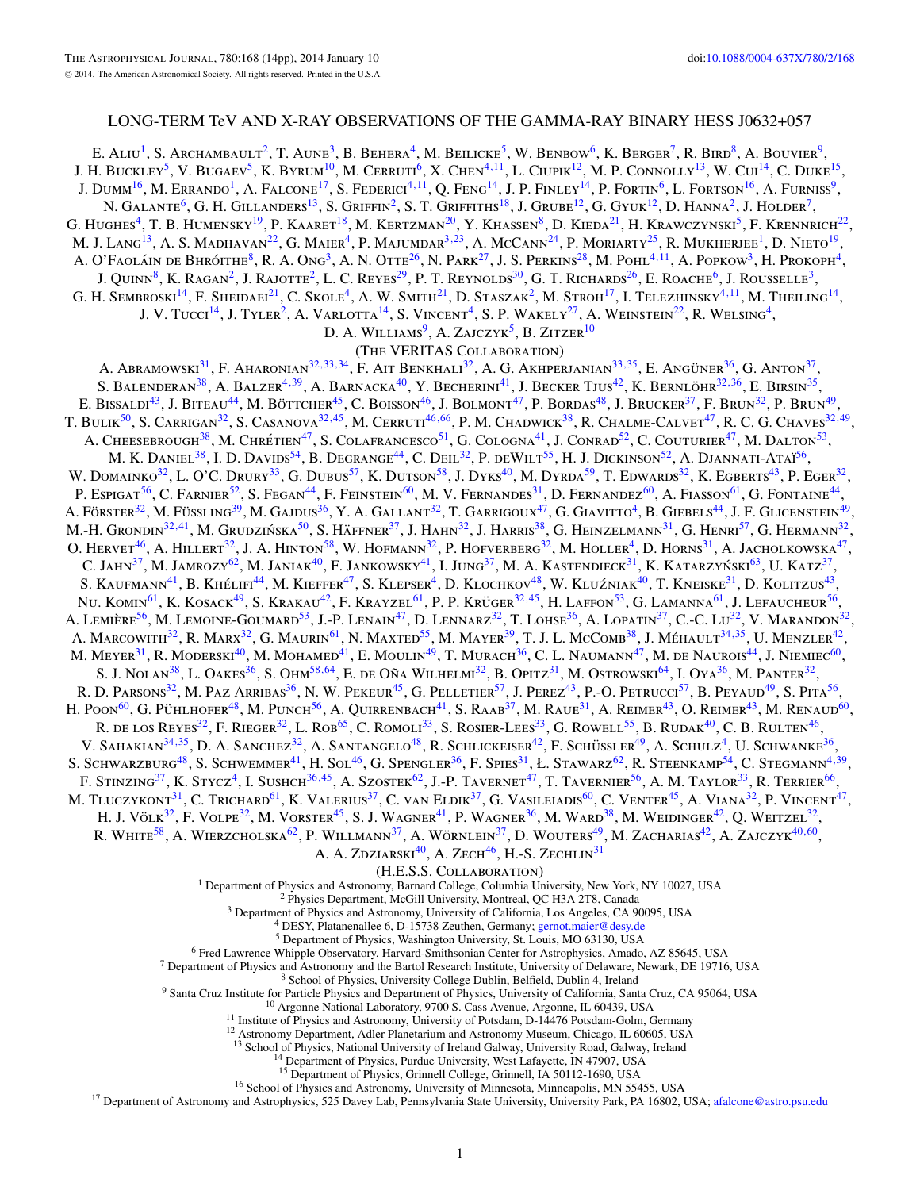LONG-TERM TeV AND X-RAY OBSERVATIONS OF THE GAMMA-RAY BINARY HESS J0632+057

E. Aliu[1], S. Archambault[2], T. Aune[3], B. Behera[4], M. Beilicke[5], W. Benbow[6], K. Berger[7], R. Bird[8], A. Bouvier[9], J. H. Buckley[5], V. Bugaev[5], K. Byrum[10], M. Cerruti[6], X. Chen[4,11], L. Ciupik[12], M. P. Connolly[13], W. Cui[14], C. Duke[15], J. Dumm[16], M. Errando[1], A. Falcone[17], S. Federici[4,11], Q. Feng[14], J. P. Finley[14], P. Fortin[6], L. Fortson[16], A. Furniss[9], N. Galante[6], G. H. Gillanders[13], S. Griffin[2], S. T. Griffiths[18], J. Grube[12], G. Gyuk[12], D. Hanna[2], J. Holder[7], G. Hughes[4], T. B. Humensky[19], P. Kaaret[18], M. Kertzman[20], Y. Khassen[8], D. Kieda[21], H. Krawczynski[5], F. Krennrich[22], M. J. Lang[13], A. S. Madhavan[22], G. Maier[4], P. Majumdar[3,23], A. McCann[24], P. Moriarty[25], R. Mukherjee[1], D. Nieto[19], A. O'Faoláin de Bhróithe[8], R. A. Ong[3], A. N. Otte[26], N. Park[27], J. S. Perkins[28], M. Pohl[4,11], A. Popkow[3], H. Prokoph[4], J. Quinn[8], K. Ragan[2], J. Rajotte[2], L. C. Reyes[29], P. T. Reynolds[30], G. T. Richards[26], E. Roache[6], J. Rousselle[3], G. H. Sembroski[14], F. Sheidaei[21], C. Skole[4], A. W. Smith[21], D. Staszak[2], M. Stroh[17], I. Telezhinsky[4,11], M. Theiling[14], J. V. Tucci[14], J. Tyler[2], A. Varlotta[14], S. Vincent[4], S. P. Wakely[27], A. Weinstein[22], R. Welsing[4], D. A. Williams[9], A. Zajczyk[5], B. Zitzer[10]

(The VERITAS Collaboration)

A. Abramowski[31], F. Aharonian[32,33,34], F. Ait Benkhali[32], A. G. Akhperjanian[33,35], E. Angüner[36], G. Anton[37], S. Balenderan[38], A. Balzer[4,39], A. Barnacka[40], Y. Becherini[41], J. Becker Tjus[42], K. Bernlöhr[32,36], E. Birsin[35], E. Bissaldi[43], J. Biteau[44], M. Böttcher[45], C. Boisson[46], J. Bolmont[47], P. Bordas[48], J. Brucker[37], F. Brun[32], P. Brun[49], T. Bulik[50], S. Carrigan[32], S. Casanova[32,45], M. Cerruti[46,66], P. M. Chadwick[38], R. Chalme-Calvet[47], R. C. G. Chaves[32,49], A. Cheesebrough[38], M. Chrétien[47], S. Colafrancesco[51], G. Cologna[41], J. Conrad[52], C. Couturier[47], M. Dalton[53], M. K. Daniel[38], I. D. Davids[54], B. Degrange[44], C. Deil[32], P. deWilt[55], H. J. Dickinson[52], A. Djannati-Ataï[56], W. Domainko[32], L. O'C. Drury[33], G. Dubus[57], K. Dutson[58], J. Dyks[40], M. Dyrda[59], T. Edwards[32], K. Egberts[43], P. Eger[32], P. Espigat[56], C. Farnier[52], S. Fegan[44], F. Feinstein[60], M. V. Fernandes[31], D. Fernandez[60], A. Fiasson[61], G. Fontaine[44], A. Förster[32], M. Füssling[39], M. Gajdus[36], Y. A. Gallant[32], T. Garrigoux[47], G. Giavitto[4], B. Giebels[44], J. F. Glicenstein[49], M.-H. Grondin[32,41], M. Grudzińska[50], S. Häffner[37], J. Hahn[32], J. Harris[38], G. Heinzelmann[31], G. Henri[57], G. Hermann[32], O. Hervet[46], A. Hillert[32], J. A. Hinton[58], W. Hofmann[32], P. Hofverberg[32], M. Holler[4], D. Horns[31], A. Jacholkowska[47], C. Jahn[37], M. Jamrozy[62], M. Janiak[40], F. Jankowsky[41], I. Jung[37], M. A. Kastendieck[31], K. Katarzyński[63], U. Katz[37], S. Kaufmann[41], B. Khélifi[44], M. Kieffer[47], S. Klepser[4], D. Klochkov[48], W. Kluźniak[40], T. Kneiske[31], D. Kolitzus[43], Nu. Komin[61], K. Kosack[49], S. Krakau[42], F. Krayzel[61], P. P. Krüger[32,45], H. Laffon[53], G. Lamanna[61], J. Lefaucheur[56], A. Lemière[56], M. Lemoine-Goumard[53], J.-P. Lenain[47], D. Lennarz[32], T. Lohse[36], A. Lopatin[37], C.-C. Lu[32], V. Marandon[32], A. Marcowith[32], R. Marx[32], G. Maurin[61], N. Maxted[55], M. Mayer[39], T. J. L. McComb[38], J. Méhault[34,35], U. Menzler[42], M. Meyer[31], R. Moderski[40], M. Mohamed[41], E. Moulin[49], T. Murach[36], C. L. Naumann[47], M. de Naurois[44], J. Niemiec[60], S. J. Nolan[38], L. Oakes[36], S. Ohm[58,64], E. de Oña Wilhelmi[32], B. Opitz[31], M. Ostrowski[64], I. Oya[36], M. Panter[32], R. D. Parsons[32], M. Paz Arribas[36], N. W. Pekeur[45], G. Pelletier[57], J. Perez[43], P.-O. Petrucci[57], B. Peyaud[49], S. Pita[56], H. Poon[60], G. Pühlhofer[48], M. Punch[56], A. Quirrenbach[41], S. Raab[37], M. Raue[31], A. Reimer[43], O. Reimer[43], M. Renaud[60], R. de los Reyes[32], F. Rieger[32], L. Rob[65], C. Romoli[33], S. Rosier-Lees[33], G. Rowell[55], B. Rudak[40], C. B. Rulten[46], V. Sahakian[34,35], D. A. Sanchez[32], A. Santangelo[48], R. Schlickeiser[42], F. Schüssler[49], A. Schulz[4], U. Schwanke[36], S. Schwarzburg[48], S. Schwemmer[41], H. Sol[46], G. Spengler[36], F. Spies[31], Ł. Stawarz[62], R. Steenkamp[54], C. Stegmann[4,39], F. Stinzing[37], K. Stycz[4], I. Sushch[36,45], A. Szostek[62], J.-P. Tavernet[47], T. Tavernier[56], A. M. Taylor[33], R. Terrier[66], M. Tluczykont[31], C. Trichard[61], K. Valerius[37], C. van Eldik[37], G. Vasileiadis[60], C. Venter[45], A. Viana[32], P. Vincent[47], H. J. Völk[32], F. Volpe[32], M. Vorster[45], S. J. Wagner[41], P. Wagner[36], M. Ward[38], M. Weidinger[42], Q. Weitzel[32], R. White[58], A. Wierzcholska[62], P. Willmann[37], A. Wörnlein[37], D. Wouters[49], M. Zacharias[42], A. Zajczyk[40,60], A. A. Zdziarski[40], A. Zech[46], H.-S. Zechlin[31]

(H.E.S.S. Collaboration)

[1] Department of Physics and Astronomy, Barnard College, Columbia University, New York, NY 10027, USA
[2] Physics Department, McGill University, Montreal, QC H3A 2T8, Canada
[3] Department of Physics and Astronomy, University of California, Los Angeles, CA 90095, USA
[4] DESY, Platanenallee 6, D-15738 Zeuthen, Germany; gernot.maier@desy.de
[5] Department of Physics, Washington University, St. Louis, MO 63130, USA
[6] Fred Lawrence Whipple Observatory, Harvard-Smithsonian Center for Astrophysics, Amado, AZ 85645, USA
[7] Department of Physics and Astronomy and the Bartol Research Institute, University of Delaware, Newark, DE 19716, USA
[8] School of Physics, University College Dublin, Belfield, Dublin 4, Ireland
[9] Santa Cruz Institute for Particle Physics and Department of Physics, University of California, Santa Cruz, CA 95064, USA
[10] Argonne National Laboratory, 9700 S. Cass Avenue, Argonne, IL 60439, USA
[11] Institute of Physics and Astronomy, University of Potsdam, D-14476 Potsdam-Golm, Germany
[12] Astronomy Department, Adler Planetarium and Astronomy Museum, Chicago, IL 60605, USA
[13] School of Physics, National University of Ireland Galway, University Road, Galway, Ireland
[14] Department of Physics, Purdue University, West Lafayette, IN 47907, USA
[15] Department of Physics, Grinnell College, Grinnell, IA 50112-1690, USA
[16] School of Physics and Astronomy, University of Minnesota, Minneapolis, MN 55455, USA
[17] Department of Astronomy and Astrophysics, 525 Davey Lab, Pennsylvania State University, University Park, PA 16802, USA; afalcone@astro.psu.edu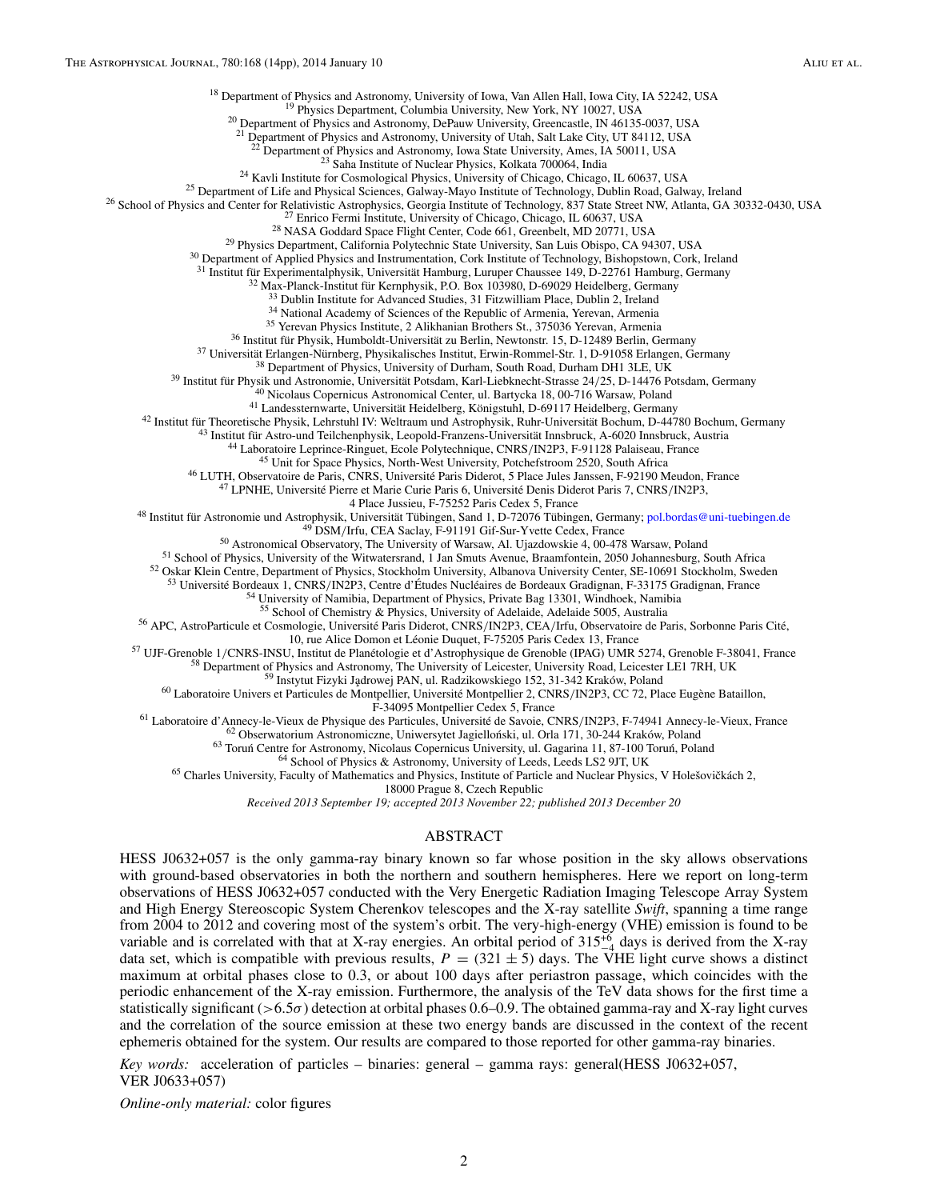[18] Department of Physics and Astronomy, University of Iowa, Van Allen Hall, Iowa City, IA 52242, USA
[19] Physics Department, Columbia University, New York, NY 10027, USA
[20] Department of Physics and Astronomy, DePauw University, Greencastle, IN 46135-0037, USA
[21] Department of Physics and Astronomy, University of Utah, Salt Lake City, UT 84112, USA
[22] Department of Physics and Astronomy, Iowa State University, Ames, IA 50011, USA
[23] Saha Institute of Nuclear Physics, Kolkata 700064, India
[24] Kavli Institute for Cosmological Physics, University of Chicago, Chicago, IL 60637, USA
[25] Department of Life and Physical Sciences, Galway-Mayo Institute of Technology, Dublin Road, Galway, Ireland
[26] School of Physics and Center for Relativistic Astrophysics, Georgia Institute of Technology, 837 State Street NW, Atlanta, GA 30332-0430, USA
[27] Enrico Fermi Institute, University of Chicago, Chicago, IL 60637, USA
[28] NASA Goddard Space Flight Center, Code 661, Greenbelt, MD 20771, USA
[29] Physics Department, California Polytechnic State University, San Luis Obispo, CA 94307, USA
[30] Department of Applied Physics and Instrumentation, Cork Institute of Technology, Bishopstown, Cork, Ireland
[31] Institut für Experimentalphysik, Universität Hamburg, Luruper Chaussee 149, D-22761 Hamburg, Germany
[32] Max-Planck-Institut für Kernphysik, P.O. Box 103980, D-69029 Heidelberg, Germany
[33] Dublin Institute for Advanced Studies, 31 Fitzwilliam Place, Dublin 2, Ireland
[34] National Academy of Sciences of the Republic of Armenia, Yerevan, Armenia
[35] Yerevan Physics Institute, 2 Alikhanian Brothers St., 375036 Yerevan, Armenia
[36] Institut für Physik, Humboldt-Universität zu Berlin, Newtonstr. 15, D-12489 Berlin, Germany
[37] Universität Erlangen-Nürnberg, Physikalisches Institut, Erwin-Rommel-Str. 1, D-91058 Erlangen, Germany
[38] Department of Physics, University of Durham, South Road, Durham DH1 3LE, UK
[39] Institut für Physik und Astronomie, Universität Potsdam, Karl-Liebknecht-Strasse 24/25, D-14476 Potsdam, Germany
[40] Nicolaus Copernicus Astronomical Center, ul. Bartycka 18, 00-716 Warsaw, Poland
[41] Landessternwarte, Universität Heidelberg, Königstuhl, D-69117 Heidelberg, Germany
[42] Institut für Theoretische Physik, Lehrstuhl IV: Weltraum und Astrophysik, Ruhr-Universität Bochum, D-44780 Bochum, Germany
[43] Institut für Astro-und Teilchenphysik, Leopold-Franzens-Universität Innsbruck, A-6020 Innsbruck, Austria
[44] Laboratoire Leprince-Ringuet, Ecole Polytechnique, CNRS/IN2P3, F-91128 Palaiseau, France
[45] Unit for Space Physics, North-West University, Potchefstroom 2520, South Africa
[46] LUTH, Observatoire de Paris, CNRS, Université Paris Diderot, 5 Place Jules Janssen, F-92190 Meudon, France
[47] LPNHE, Université Pierre et Marie Curie Paris 6, Université Denis Diderot Paris 7, CNRS/IN2P3, 4 Place Jussieu, F-75252 Paris Cedex 5, France
[48] Institut für Astronomie und Astrophysik, Universität Tübingen, Sand 1, D-72076 Tübingen, Germany; pol.bordas@uni-tuebingen.de
[49] DSM/Irfu, CEA Saclay, F-91191 Gif-Sur-Yvette Cedex, France
[50] Astronomical Observatory, The University of Warsaw, Al. Ujazdowskie 4, 00-478 Warsaw, Poland
[51] School of Physics, University of the Witwatersrand, 1 Jan Smuts Avenue, Braamfontein, 2050 Johannesburg, South Africa
[52] Oskar Klein Centre, Department of Physics, Stockholm University, Albanova University Center, SE-10691 Stockholm, Sweden
[53] Université Bordeaux 1, CNRS/IN2P3, Centre d'Études Nucléaires de Bordeaux Gradignan, F-33175 Gradignan, France
[54] University of Namibia, Department of Physics, Private Bag 13301, Windhoek, Namibia
[55] School of Chemistry & Physics, University of Adelaide, Adelaide 5005, Australia
[56] APC, AstroParticule et Cosmologie, Université Paris Diderot, CNRS/IN2P3, CEA/Irfu, Observatoire de Paris, Sorbonne Paris Cité, 10, rue Alice Domon et Léonie Duquet, F-75205 Paris Cedex 13, France
[57] UJF-Grenoble 1/CNRS-INSU, Institut de Planétologie et d'Astrophysique de Grenoble (IPAG) UMR 5274, Grenoble F-38041, France
[58] Department of Physics and Astronomy, The University of Leicester, University Road, Leicester LE1 7RH, UK
[59] Instytut Fizyki Jądrowej PAN, ul. Radzikowskiego 152, 31-342 Kraków, Poland
[60] Laboratoire Univers et Particules de Montpellier, Université Montpellier 2, CNRS/IN2P3, CC 72, Place Eugène Bataillon, F-34095 Montpellier Cedex 5, France
[61] Laboratoire d'Annecy-le-Vieux de Physique des Particules, Université de Savoie, CNRS/IN2P3, F-74941 Annecy-le-Vieux, France
[62] Obserwatorium Astronomiczne, Uniwersytet Jagielloński, ul. Orla 171, 30-244 Kraków, Poland
[63] Toruń Centre for Astronomy, Nicolaus Copernicus University, ul. Gagarina 11, 87-100 Toruń, Poland
[64] School of Physics & Astronomy, University of Leeds, Leeds LS2 9JT, UK
[65] Charles University, Faculty of Mathematics and Physics, Institute of Particle and Nuclear Physics, V Holešovičkách 2, 18000 Prague 8, Czech Republic

*Received 2013 September 19; accepted 2013 November 22; published 2013 December 20*

## ABSTRACT

HESS J0632+057 is the only gamma-ray binary known so far whose position in the sky allows observations with ground-based observatories in both the northern and southern hemispheres. Here we report on long-term observations of HESS J0632+057 conducted with the Very Energetic Radiation Imaging Telescope Array System and High Energy Stereoscopic System Cherenkov telescopes and the X-ray satellite *Swift*, spanning a time range from 2004 to 2012 and covering most of the system's orbit. The very-high-energy (VHE) emission is found to be variable and is correlated with that at X-ray energies. An orbital period of $315^{+6}_{-4}$ days is derived from the X-ray data set, which is compatible with previous results, $P = (321 \pm 5)$ days. The VHE light curve shows a distinct maximum at orbital phases close to 0.3, or about 100 days after periastron passage, which coincides with the periodic enhancement of the X-ray emission. Furthermore, the analysis of the TeV data shows for the first time a statistically significant ($>6.5\sigma$) detection at orbital phases 0.6–0.9. The obtained gamma-ray and X-ray light curves and the correlation of the source emission at these two energy bands are discussed in the context of the recent ephemeris obtained for the system. Our results are compared to those reported for other gamma-ray binaries.

*Key words:* acceleration of particles – binaries: general – gamma rays: general(HESS J0632+057, VER J0633+057)

*Online-only material:* color figures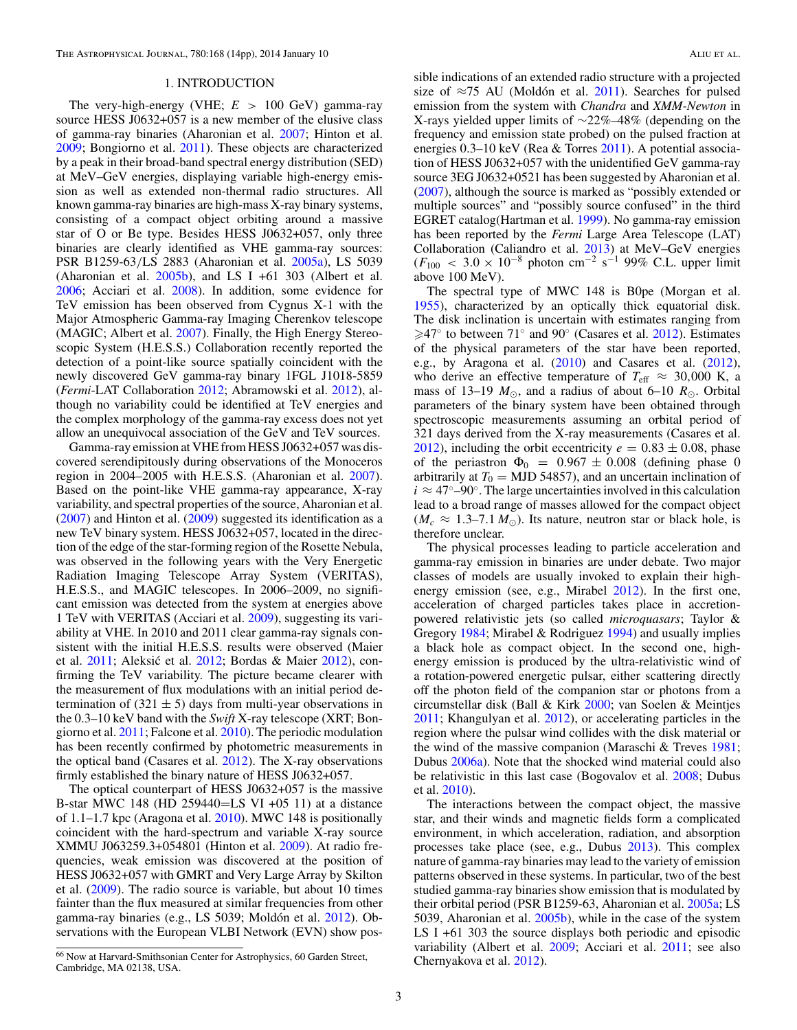## 1. INTRODUCTION

The very-high-energy (VHE; $E > 100$ GeV) gamma-ray source HESS J0632+057 is a new member of the elusive class of gamma-ray binaries (Aharonian et al. 2007; Hinton et al. 2009; Bongiorno et al. 2011). These objects are characterized by a peak in their broad-band spectral energy distribution (SED) at MeV–GeV energies, displaying variable high-energy emission as well as extended non-thermal radio structures. All known gamma-ray binaries are high-mass X-ray binary systems, consisting of a compact object orbiting around a massive star of O or Be type. Besides HESS J0632+057, only three binaries are clearly identified as VHE gamma-ray sources: PSR B1259-63/LS 2883 (Aharonian et al. 2005a), LS 5039 (Aharonian et al. 2005b), and LS I +61 303 (Albert et al. 2006; Acciari et al. 2008). In addition, some evidence for TeV emission has been observed from Cygnus X-1 with the Major Atmospheric Gamma-ray Imaging Cherenkov telescope (MAGIC; Albert et al. 2007). Finally, the High Energy Stereoscopic System (H.E.S.S.) Collaboration recently reported the detection of a point-like source spatially coincident with the newly discovered GeV gamma-ray binary 1FGL J1018-5859 (*Fermi*-LAT Collaboration 2012; Abramowski et al. 2012), although no variability could be identified at TeV energies and the complex morphology of the gamma-ray excess does not yet allow an unequivocal association of the GeV and TeV sources.

Gamma-ray emission at VHE from HESS J0632+057 was discovered serendipitously during observations of the Monoceros region in 2004–2005 with H.E.S.S. (Aharonian et al. 2007). Based on the point-like VHE gamma-ray appearance, X-ray variability, and spectral properties of the source, Aharonian et al. (2007) and Hinton et al. (2009) suggested its identification as a new TeV binary system. HESS J0632+057, located in the direction of the edge of the star-forming region of the Rosette Nebula, was observed in the following years with the Very Energetic Radiation Imaging Telescope Array System (VERITAS), H.E.S.S., and MAGIC telescopes. In 2006–2009, no significant emission was detected from the system at energies above 1 TeV with VERITAS (Acciari et al. 2009), suggesting its variability at VHE. In 2010 and 2011 clear gamma-ray signals consistent with the initial H.E.S.S. results were observed (Maier et al. 2011; Aleksić et al. 2012; Bordas & Maier 2012), confirming the TeV variability. The picture became clearer with the measurement of flux modulations with an initial period determination of (321 ± 5) days from multi-year observations in the 0.3–10 keV band with the *Swift* X-ray telescope (XRT; Bongiorno et al. 2011; Falcone et al. 2010). The periodic modulation has been recently confirmed by photometric measurements in the optical band (Casares et al. 2012). The X-ray observations firmly established the binary nature of HESS J0632+057.

The optical counterpart of HESS J0632+057 is the massive B-star MWC 148 (HD 259440=LS VI +05 11) at a distance of 1.1–1.7 kpc (Aragona et al. 2010). MWC 148 is positionally coincident with the hard-spectrum and variable X-ray source XMMU J063259.3+054801 (Hinton et al. 2009). At radio frequencies, weak emission was discovered at the position of HESS J0632+057 with GMRT and Very Large Array by Skilton et al. (2009). The radio source is variable, but about 10 times fainter than the flux measured at similar frequencies from other gamma-ray binaries (e.g., LS 5039; Moldón et al. 2012). Observations with the European VLBI Network (EVN) show possible indications of an extended radio structure with a projected size of ≈75 AU (Moldón et al. 2011). Searches for pulsed emission from the system with *Chandra* and *XMM-Newton* in X-rays yielded upper limits of ∼22%–48% (depending on the frequency and emission state probed) on the pulsed fraction at energies 0.3–10 keV (Rea & Torres 2011). A potential association of HESS J0632+057 with the unidentified GeV gamma-ray source 3EG J0632+0521 has been suggested by Aharonian et al. (2007), although the source is marked as "possibly extended or multiple sources" and "possibly source confused" in the third EGRET catalog(Hartman et al. 1999). No gamma-ray emission has been reported by the *Fermi* Large Area Telescope (LAT) Collaboration (Caliandro et al. 2013) at MeV–GeV energies ($F_{100} < 3.0 \times 10^{-8}$ photon cm$^{-2}$ s$^{-1}$ 99% C.L. upper limit above 100 MeV).

The spectral type of MWC 148 is B0pe (Morgan et al. 1955), characterized by an optically thick equatorial disk. The disk inclination is uncertain with estimates ranging from $\geqslant 47^{\circ}$ to between 71° and 90° (Casares et al. 2012). Estimates of the physical parameters of the star have been reported, e.g., by Aragona et al. (2010) and Casares et al. (2012), who derive an effective temperature of $T_{\rm eff} \approx 30{,}000$ K, a mass of 13–19 $M_{\odot}$, and a radius of about 6–10 $R_{\odot}$. Orbital parameters of the binary system have been obtained through spectroscopic measurements assuming an orbital period of 321 days derived from the X-ray measurements (Casares et al. 2012), including the orbit eccentricity $e = 0.83 \pm 0.08$, phase of the periastron $\Phi_0 = 0.967 \pm 0.008$ (defining phase 0 arbitrarily at $T_0 =$ MJD 54857), and an uncertain inclination of $i \approx 47^{\circ}$–$90^{\circ}$. The large uncertainties involved in this calculation lead to a broad range of masses allowed for the compact object ($M_c \approx 1.3$–$7.1\,M_{\odot}$). Its nature, neutron star or black hole, is therefore unclear.

The physical processes leading to particle acceleration and gamma-ray emission in binaries are under debate. Two major classes of models are usually invoked to explain their high-energy emission (see, e.g., Mirabel 2012). In the first one, acceleration of charged particles takes place in accretion-powered relativistic jets (so called *microquasars*; Taylor & Gregory 1984; Mirabel & Rodriguez 1994) and usually implies a black hole as compact object. In the second one, high-energy emission is produced by the ultra-relativistic wind of a rotation-powered energetic pulsar, either scattering directly off the photon field of the companion star or photons from a circumstellar disk (Ball & Kirk 2000; van Soelen & Meintjes 2011; Khangulyan et al. 2012), or accelerating particles in the region where the pulsar wind collides with the disk material or the wind of the massive companion (Maraschi & Treves 1981; Dubus 2006a). Note that the shocked wind material could also be relativistic in this last case (Bogovalov et al. 2008; Dubus et al. 2010).

The interactions between the compact object, the massive star, and their winds and magnetic fields form a complicated environment, in which acceleration, radiation, and absorption processes take place (see, e.g., Dubus 2013). This complex nature of gamma-ray binaries may lead to the variety of emission patterns observed in these systems. In particular, two of the best studied gamma-ray binaries show emission that is modulated by their orbital period (PSR B1259-63, Aharonian et al. 2005a; LS 5039, Aharonian et al. 2005b), while in the case of the system LS I +61 303 the source displays both periodic and episodic variability (Albert et al. 2009; Acciari et al. 2011; see also Chernyakova et al. 2012).

[66] Now at Harvard-Smithsonian Center for Astrophysics, 60 Garden Street, Cambridge, MA 02138, USA.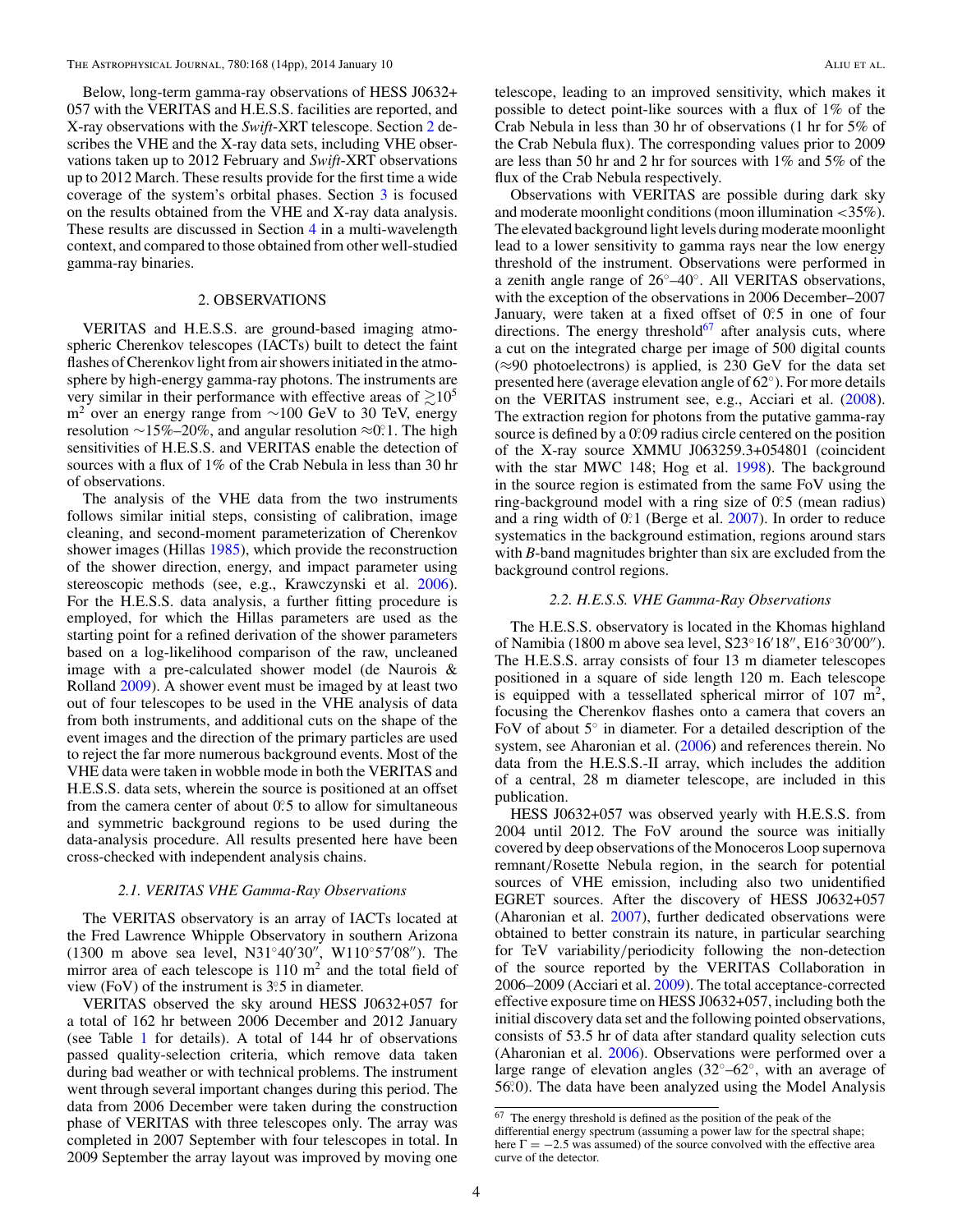Below, long-term gamma-ray observations of HESS J0632+057 with the VERITAS and H.E.S.S. facilities are reported, and X-ray observations with the *Swift*-XRT telescope. Section 2 describes the VHE and the X-ray data sets, including VHE observations taken up to 2012 February and *Swift*-XRT observations up to 2012 March. These results provide for the first time a wide coverage of the system's orbital phases. Section 3 is focused on the results obtained from the VHE and X-ray data analysis. These results are discussed in Section 4 in a multi-wavelength context, and compared to those obtained from other well-studied gamma-ray binaries.

## 2. OBSERVATIONS

VERITAS and H.E.S.S. are ground-based imaging atmospheric Cherenkov telescopes (IACTs) built to detect the faint flashes of Cherenkov light from air showers initiated in the atmosphere by high-energy gamma-ray photons. The instruments are very similar in their performance with effective areas of $\gtrsim 10^5$ m$^2$ over an energy range from $\sim$100 GeV to 30 TeV, energy resolution $\sim$15%–20%, and angular resolution $\approx$0°.1. The high sensitivities of H.E.S.S. and VERITAS enable the detection of sources with a flux of 1% of the Crab Nebula in less than 30 hr of observations.

The analysis of the VHE data from the two instruments follows similar initial steps, consisting of calibration, image cleaning, and second-moment parameterization of Cherenkov shower images (Hillas 1985), which provide the reconstruction of the shower direction, energy, and impact parameter using stereoscopic methods (see, e.g., Krawczynski et al. 2006). For the H.E.S.S. data analysis, a further fitting procedure is employed, for which the Hillas parameters are used as the starting point for a refined derivation of the shower parameters based on a log-likelihood comparison of the raw, uncleaned image with a pre-calculated shower model (de Naurois & Rolland 2009). A shower event must be imaged by at least two out of four telescopes to be used in the VHE analysis of data from both instruments, and additional cuts on the shape of the event images and the direction of the primary particles are used to reject the far more numerous background events. Most of the VHE data were taken in wobble mode in both the VERITAS and H.E.S.S. data sets, wherein the source is positioned at an offset from the camera center of about 0°.5 to allow for simultaneous and symmetric background regions to be used during the data-analysis procedure. All results presented here have been cross-checked with independent analysis chains.

### *2.1. VERITAS VHE Gamma-Ray Observations*

The VERITAS observatory is an array of IACTs located at the Fred Lawrence Whipple Observatory in southern Arizona (1300 m above sea level, N31°40′30″, W110°57′08″). The mirror area of each telescope is 110 m$^2$ and the total field of view (FoV) of the instrument is 3°.5 in diameter.

VERITAS observed the sky around HESS J0632+057 for a total of 162 hr between 2006 December and 2012 January (see Table 1 for details). A total of 144 hr of observations passed quality-selection criteria, which remove data taken during bad weather or with technical problems. The instrument went through several important changes during this period. The data from 2006 December were taken during the construction phase of VERITAS with three telescopes only. The array was completed in 2007 September with four telescopes in total. In 2009 September the array layout was improved by moving one telescope, leading to an improved sensitivity, which makes it possible to detect point-like sources with a flux of 1% of the Crab Nebula in less than 30 hr of observations (1 hr for 5% of the Crab Nebula flux). The corresponding values prior to 2009 are less than 50 hr and 2 hr for sources with 1% and 5% of the flux of the Crab Nebula respectively.

Observations with VERITAS are possible during dark sky and moderate moonlight conditions (moon illumination <35%). The elevated background light levels during moderate moonlight lead to a lower sensitivity to gamma rays near the low energy threshold of the instrument. Observations were performed in a zenith angle range of 26°–40°. All VERITAS observations, with the exception of the observations in 2006 December–2007 January, were taken at a fixed offset of 0°.5 in one of four directions. The energy threshold[67] after analysis cuts, where a cut on the integrated charge per image of 500 digital counts ($\approx$90 photoelectrons) is applied, is 230 GeV for the data set presented here (average elevation angle of 62°). For more details on the VERITAS instrument see, e.g., Acciari et al. (2008). The extraction region for photons from the putative gamma-ray source is defined by a 0°.09 radius circle centered on the position of the X-ray source XMMU J063259.3+054801 (coincident with the star MWC 148; Hog et al. 1998). The background in the source region is estimated from the same FoV using the ring-background model with a ring size of 0°.5 (mean radius) and a ring width of 0°.1 (Berge et al. 2007). In order to reduce systematics in the background estimation, regions around stars with *B*-band magnitudes brighter than six are excluded from the background control regions.

### *2.2. H.E.S.S. VHE Gamma-Ray Observations*

The H.E.S.S. observatory is located in the Khomas highland of Namibia (1800 m above sea level, S23°16′18″, E16°30′00″). The H.E.S.S. array consists of four 13 m diameter telescopes positioned in a square of side length 120 m. Each telescope is equipped with a tessellated spherical mirror of 107 m$^2$, focusing the Cherenkov flashes onto a camera that covers an FoV of about 5° in diameter. For a detailed description of the system, see Aharonian et al. (2006) and references therein. No data from the H.E.S.S.-II array, which includes the addition of a central, 28 m diameter telescope, are included in this publication.

HESS J0632+057 was observed yearly with H.E.S.S. from 2004 until 2012. The FoV around the source was initially covered by deep observations of the Monoceros Loop supernova remnant/Rosette Nebula region, in the search for potential sources of VHE emission, including also two unidentified EGRET sources. After the discovery of HESS J0632+057 (Aharonian et al. 2007), further dedicated observations were obtained to better constrain its nature, in particular searching for TeV variability/periodicity following the non-detection of the source reported by the VERITAS Collaboration in 2006–2009 (Acciari et al. 2009). The total acceptance-corrected effective exposure time on HESS J0632+057, including both the initial discovery data set and the following pointed observations, consists of 53.5 hr of data after standard quality selection cuts (Aharonian et al. 2006). Observations were performed over a large range of elevation angles (32°–62°, with an average of 56°.0). The data have been analyzed using the Model Analysis

[67] The energy threshold is defined as the position of the peak of the differential energy spectrum (assuming a power law for the spectral shape; here $\Gamma = -2.5$ was assumed) of the source convolved with the effective area curve of the detector.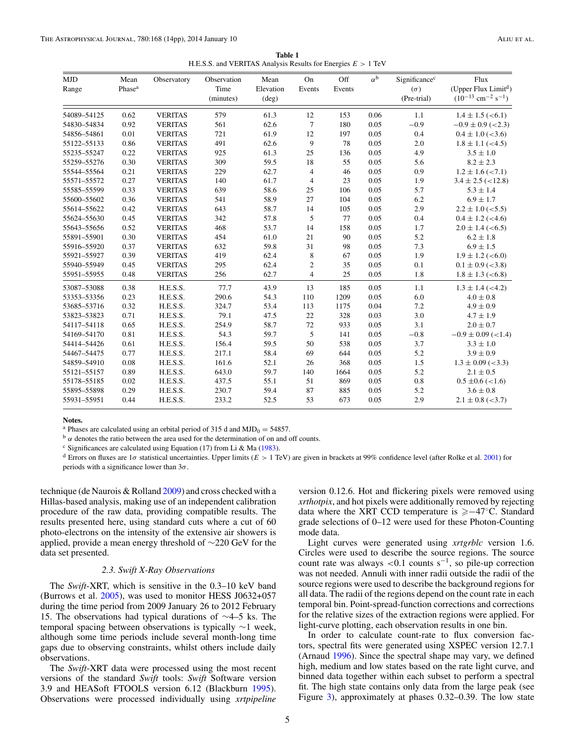**Table 1**
H.E.S.S. and VERITAS Analysis Results for Energies $E > 1$ TeV

| MJD Range | Mean Phase[a] | Observatory | Observation Time (minutes) | Mean Elevation (deg) | On Events | Off Events | $\alpha$[b] | Significance[c] ($\sigma$) (Pre-trial) | Flux (Upper Flux Limit[d]) ($10^{-13}$ cm$^{-2}$ s$^{-1}$) |
|---|---|---|---|---|---|---|---|---|---|
| 54089–54125 | 0.62 | VERITAS | 579 | 61.3 | 12 | 153 | 0.06 | 1.1 | $1.4 \pm 1.5$ (<6.1) |
| 54830–54834 | 0.92 | VERITAS | 561 | 62.6 | 7 | 180 | 0.05 | −0.9 | $-0.9 \pm 0.9$ (<2.3) |
| 54856–54861 | 0.01 | VERITAS | 721 | 61.9 | 12 | 197 | 0.05 | 0.4 | $0.4 \pm 1.0$ (<3.6) |
| 55122–55133 | 0.86 | VERITAS | 491 | 62.6 | 9 | 78 | 0.05 | 2.0 | $1.8 \pm 1.1$ (<4.5) |
| 55235–55247 | 0.22 | VERITAS | 925 | 61.3 | 25 | 136 | 0.05 | 4.9 | $3.5 \pm 1.0$ |
| 55259–55276 | 0.30 | VERITAS | 309 | 59.5 | 18 | 55 | 0.05 | 5.6 | $8.2 \pm 2.3$ |
| 55544–55564 | 0.21 | VERITAS | 229 | 62.7 | 4 | 46 | 0.05 | 0.9 | $1.2 \pm 1.6$ (<7.1) |
| 55571–55572 | 0.27 | VERITAS | 140 | 61.7 | 4 | 23 | 0.05 | 1.9 | $3.4 \pm 2.5$ (<12.8) |
| 55585–55599 | 0.33 | VERITAS | 639 | 58.6 | 25 | 106 | 0.05 | 5.7 | $5.3 \pm 1.4$ |
| 55600–55602 | 0.36 | VERITAS | 541 | 58.9 | 27 | 104 | 0.05 | 6.2 | $6.9 \pm 1.7$ |
| 55614–55622 | 0.42 | VERITAS | 643 | 58.7 | 14 | 105 | 0.05 | 2.9 | $2.2 \pm 1.0$ (<5.5) |
| 55624–55630 | 0.45 | VERITAS | 342 | 57.8 | 5 | 77 | 0.05 | 0.4 | $0.4 \pm 1.2$ (<4.6) |
| 55643–55656 | 0.52 | VERITAS | 468 | 53.7 | 14 | 158 | 0.05 | 1.7 | $2.0 \pm 1.4$ (<6.5) |
| 55891–55901 | 0.30 | VERITAS | 454 | 61.0 | 21 | 90 | 0.05 | 5.2 | $6.2 \pm 1.8$ |
| 55916–55920 | 0.37 | VERITAS | 632 | 59.8 | 31 | 98 | 0.05 | 7.3 | $6.9 \pm 1.5$ |
| 55921–55927 | 0.39 | VERITAS | 419 | 62.4 | 8 | 67 | 0.05 | 1.9 | $1.9 \pm 1.2$ (<6.0) |
| 55940–55949 | 0.45 | VERITAS | 295 | 62.4 | 2 | 35 | 0.05 | 0.1 | $0.1 \pm 0.9$ (<3.8) |
| 55951–55955 | 0.48 | VERITAS | 256 | 62.7 | 4 | 25 | 0.05 | 1.8 | $1.8 \pm 1.3$ (<6.8) |
| 53087–53088 | 0.38 | H.E.S.S. | 77.7 | 43.9 | 13 | 185 | 0.05 | 1.1 | $1.3 \pm 1.4$ (<4.2) |
| 53353–53356 | 0.23 | H.E.S.S. | 290.6 | 54.3 | 110 | 1209 | 0.05 | 6.0 | $4.0 \pm 0.8$ |
| 53685–53716 | 0.32 | H.E.S.S. | 324.7 | 53.4 | 113 | 1175 | 0.04 | 7.2 | $4.9 \pm 0.9$ |
| 53823–53823 | 0.71 | H.E.S.S. | 79.1 | 47.5 | 22 | 328 | 0.03 | 3.0 | $4.7 \pm 1.9$ |
| 54117–54118 | 0.65 | H.E.S.S. | 254.9 | 58.7 | 72 | 933 | 0.05 | 3.1 | $2.0 \pm 0.7$ |
| 54169–54170 | 0.81 | H.E.S.S. | 54.3 | 59.7 | 5 | 141 | 0.05 | −0.8 | $-0.9 \pm 0.09$ (<1.4) |
| 54414–54426 | 0.61 | H.E.S.S. | 156.4 | 59.5 | 50 | 538 | 0.05 | 3.7 | $3.3 \pm 1.0$ |
| 54467–54475 | 0.77 | H.E.S.S. | 217.1 | 58.4 | 69 | 644 | 0.05 | 5.2 | $3.9 \pm 0.9$ |
| 54859–54910 | 0.08 | H.E.S.S. | 161.6 | 52.1 | 26 | 368 | 0.05 | 1.5 | $1.3 \pm 0.09$ (<3.3) |
| 55121–55157 | 0.89 | H.E.S.S. | 643.0 | 59.7 | 140 | 1664 | 0.05 | 5.2 | $2.1 \pm 0.5$ |
| 55178–55185 | 0.02 | H.E.S.S. | 437.5 | 55.1 | 51 | 869 | 0.05 | 0.8 | $0.5 \pm 0.6$ (<1.6) |
| 55895–55898 | 0.29 | H.E.S.S. | 230.7 | 59.4 | 87 | 885 | 0.05 | 5.2 | $3.6 \pm 0.8$ |
| 55931–55951 | 0.44 | H.E.S.S. | 233.2 | 52.5 | 53 | 673 | 0.05 | 2.9 | $2.1 \pm 0.8$ (<3.7) |

**Notes.**
[a] Phases are calculated using an orbital period of 315 d and $\mathrm{MJD}_0 = 54857$.
[b] $\alpha$ denotes the ratio between the area used for the determination of on and off counts.
[c] Significances are calculated using Equation (17) from Li & Ma (1983).
[d] Errors on fluxes are $1\sigma$ statistical uncertainties. Upper limits ($E > 1$ TeV) are given in brackets at 99% confidence level (after Rolke et al. 2001) for periods with a significance lower than $3\sigma$.

technique (de Naurois & Rolland 2009) and cross checked with a Hillas-based analysis, making use of an independent calibration procedure of the raw data, providing compatible results. The results presented here, using standard cuts where a cut of 60 photo-electrons on the intensity of the extensive air showers is applied, provide a mean energy threshold of ∼220 GeV for the data set presented.

### 2.3. *Swift* X-Ray Observations

The *Swift*-XRT, which is sensitive in the 0.3–10 keV band (Burrows et al. 2005), was used to monitor HESS J0632+057 during the time period from 2009 January 26 to 2012 February 15. The observations had typical durations of ∼4–5 ks. The temporal spacing between observations is typically ∼1 week, although some time periods include several month-long time gaps due to observing constraints, whilst others include daily observations.

The *Swift*-XRT data were processed using the most recent versions of the standard *Swift* tools: *Swift* Software version 3.9 and HEASoft FTOOLS version 6.12 (Blackburn 1995). Observations were processed individually using *xrtpipeline* version 0.12.6. Hot and flickering pixels were removed using *xrthotpix*, and hot pixels were additionally removed by rejecting data where the XRT CCD temperature is $\geqslant -47$°C. Standard grade selections of 0–12 were used for these Photon-Counting mode data.

Light curves were generated using *xrtgrblc* version 1.6. Circles were used to describe the source regions. The source count rate was always <0.1 counts s$^{-1}$, so pile-up correction was not needed. Annuli with inner radii outside the radii of the source regions were used to describe the background regions for all data. The radii of the regions depend on the count rate in each temporal bin. Point-spread-function corrections and corrections for the relative sizes of the extraction regions were applied. For light-curve plotting, each observation results in one bin.

In order to calculate count-rate to flux conversion factors, spectral fits were generated using XSPEC version 12.7.1 (Arnaud 1996). Since the spectral shape may vary, we defined high, medium and low states based on the rate light curve, and binned data together within each subset to perform a spectral fit. The high state contains only data from the large peak (see Figure 3), approximately at phases 0.32–0.39. The low state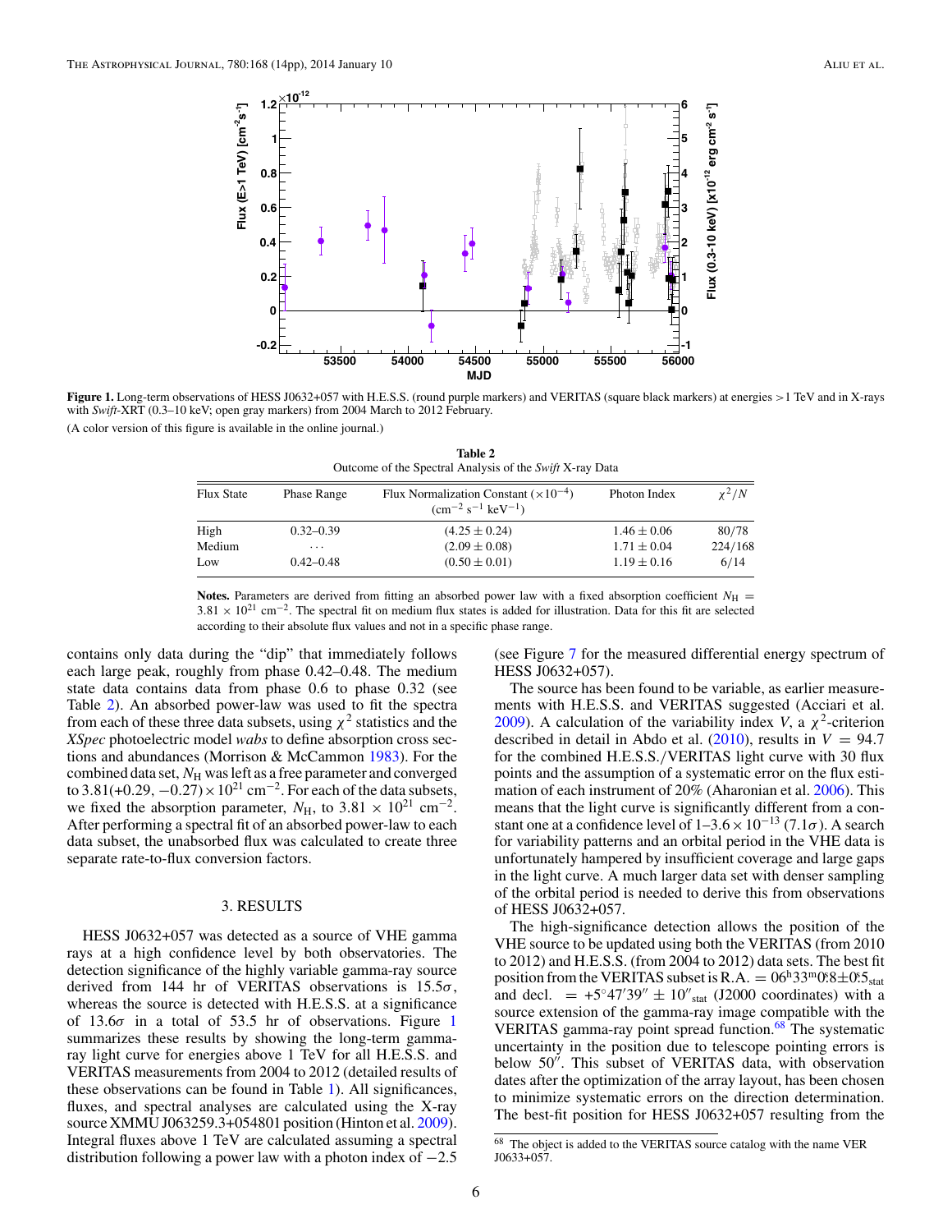**Figure 1.** Long-term observations of HESS J0632+057 with H.E.S.S. (round purple markers) and VERITAS (square black markers) at energies >1 TeV and in X-rays with *Swift*-XRT (0.3–10 keV; open gray markers) from 2004 March to 2012 February.

(A color version of this figure is available in the online journal.)

**Table 2**
Outcome of the Spectral Analysis of the *Swift* X-ray Data

| Flux State | Phase Range | Flux Normalization Constant ($\times 10^{-4}$) ($\mathrm{cm^{-2}\ s^{-1}\ keV^{-1}}$) | Photon Index | $\chi^2/N$ |
|---|---|---|---|---|
| High | 0.32–0.39 | $(4.25 \pm 0.24)$ | $1.46 \pm 0.06$ | 80/78 |
| Medium | ... | $(2.09 \pm 0.08)$ | $1.71 \pm 0.04$ | 224/168 |
| Low | 0.42–0.48 | $(0.50 \pm 0.01)$ | $1.19 \pm 0.16$ | 6/14 |

**Notes.** Parameters are derived from fitting an absorbed power law with a fixed absorption coefficient $N_{\mathrm{H}} = 3.81 \times 10^{21}\ \mathrm{cm^{-2}}$. The spectral fit on medium flux states is added for illustration. Data for this fit are selected according to their absolute flux values and not in a specific phase range.

contains only data during the "dip" that immediately follows each large peak, roughly from phase 0.42–0.48. The medium state data contains data from phase 0.6 to phase 0.32 (see Table 2). An absorbed power-law was used to fit the spectra from each of these three data subsets, using $\chi^2$ statistics and the *XSpec* photoelectric model *wabs* to define absorption cross sections and abundances (Morrison & McCammon 1983). For the combined data set, $N_{\mathrm{H}}$ was left as a free parameter and converged to $3.81(+0.29, -0.27) \times 10^{21}\ \mathrm{cm^{-2}}$. For each of the data subsets, we fixed the absorption parameter, $N_{\mathrm{H}}$, to $3.81 \times 10^{21}\ \mathrm{cm^{-2}}$. After performing a spectral fit of an absorbed power-law to each data subset, the unabsorbed flux was calculated to create three separate rate-to-flux conversion factors.

## 3. RESULTS

HESS J0632+057 was detected as a source of VHE gamma rays at a high confidence level by both observatories. The detection significance of the highly variable gamma-ray source derived from 144 hr of VERITAS observations is $15.5\sigma$, whereas the source is detected with H.E.S.S. at a significance of $13.6\sigma$ in a total of 53.5 hr of observations. Figure 1 summarizes these results by showing the long-term gamma-ray light curve for energies above 1 TeV for all H.E.S.S. and VERITAS measurements from 2004 to 2012 (detailed results of these observations can be found in Table 1). All significances, fluxes, and spectral analyses are calculated using the X-ray source XMMU J063259.3+054801 position (Hinton et al. 2009). Integral fluxes above 1 TeV are calculated assuming a spectral distribution following a power law with a photon index of $-2.5$ (see Figure 7 for the measured differential energy spectrum of HESS J0632+057).

The source has been found to be variable, as earlier measurements with H.E.S.S. and VERITAS suggested (Acciari et al. 2009). A calculation of the variability index $V$, a $\chi^2$-criterion described in detail in Abdo et al. (2010), results in $V = 94.7$ for the combined H.E.S.S./VERITAS light curve with 30 flux points and the assumption of a systematic error on the flux estimation of each instrument of 20% (Aharonian et al. 2006). This means that the light curve is significantly different from a constant one at a confidence level of $1\text{–}3.6 \times 10^{-13}$ ($7.1\sigma$). A search for variability patterns and an orbital period in the VHE data is unfortunately hampered by insufficient coverage and large gaps in the light curve. A much larger data set with denser sampling of the orbital period is needed to derive this from observations of HESS J0632+057.

The high-significance detection allows the position of the VHE source to be updated using both the VERITAS (from 2010 to 2012) and H.E.S.S. (from 2004 to 2012) data sets. The best fit position from the VERITAS subset is R.A. $= 06^{\mathrm{h}}33^{\mathrm{m}}0\overset{\mathrm{s}}{.}8 \pm 0\overset{\mathrm{s}}{.}5_{\mathrm{stat}}$ and decl. $= +5^{\circ}47'39'' \pm 10''_{\mathrm{stat}}$ (J2000 coordinates) with a source extension of the gamma-ray image compatible with the VERITAS gamma-ray point spread function.[68] The systematic uncertainty in the position due to telescope pointing errors is below $50''$. This subset of VERITAS data, with observation dates after the optimization of the array layout, has been chosen to minimize systematic errors on the direction determination. The best-fit position for HESS J0632+057 resulting from the

[68] The object is added to the VERITAS source catalog with the name VER J0633+057.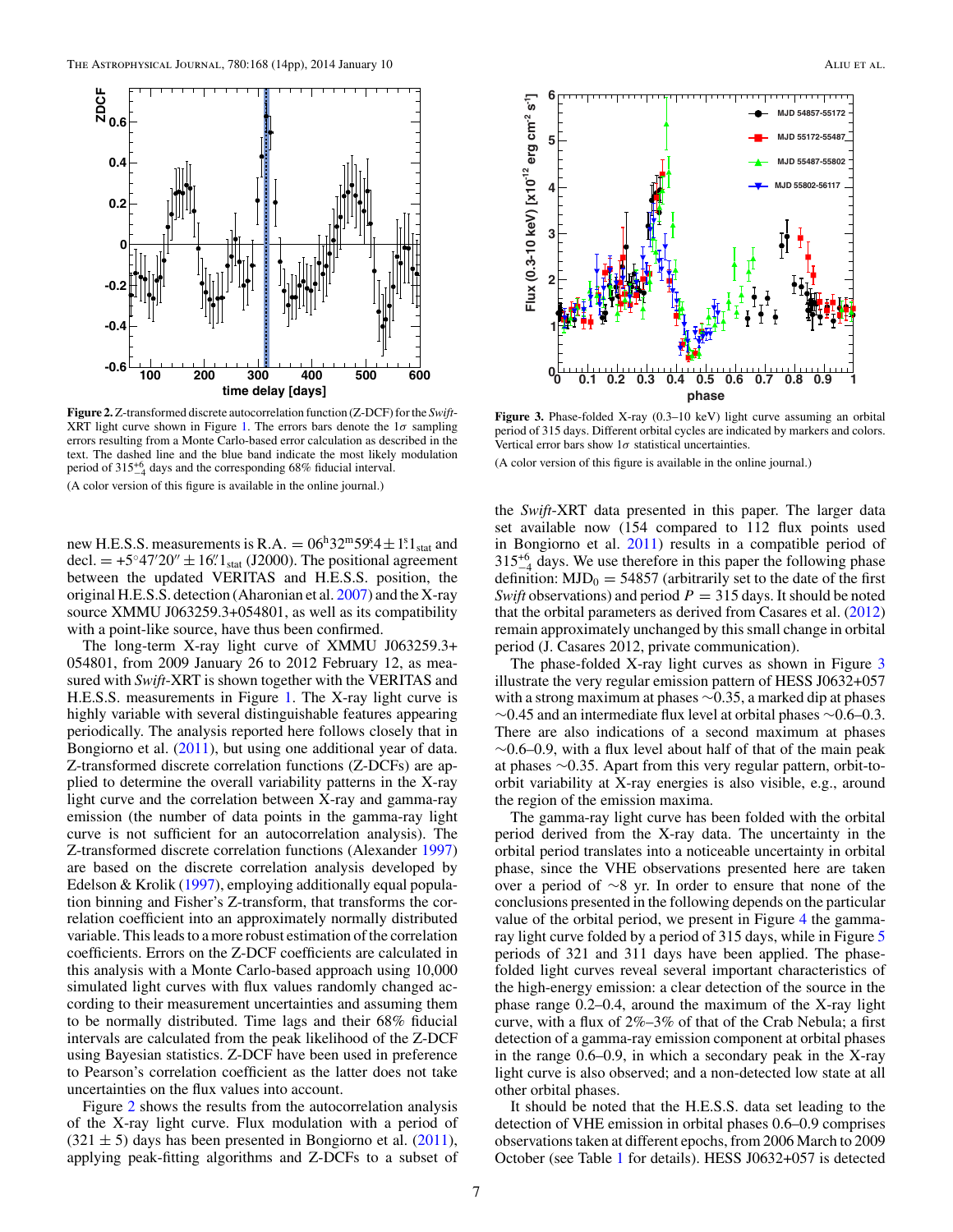**Figure 2.** Z-transformed discrete autocorrelation function (Z-DCF) for the *Swift*-XRT light curve shown in Figure 1. The errors bars denote the $1\sigma$ sampling errors resulting from a Monte Carlo-based error calculation as described in the text. The dashed line and the blue band indicate the most likely modulation period of $315^{+6}_{-4}$ days and the corresponding 68% fiducial interval.

(A color version of this figure is available in the online journal.)

new H.E.S.S. measurements is R.A. $= 06^{\rm h}32^{\rm m}59\overset{\rm s}{.}4 \pm 1\overset{\rm s}{.}1_{\rm stat}$ and decl. $= +5^\circ 47' 20'' \pm 16\overset{''}{.}1_{\rm stat}$ (J2000). The positional agreement between the updated VERITAS and H.E.S.S. position, the original H.E.S.S. detection (Aharonian et al. 2007) and the X-ray source XMMU J063259.3+054801, as well as its compatibility with a point-like source, have thus been confirmed.

The long-term X-ray light curve of XMMU J063259.3+054801, from 2009 January 26 to 2012 February 12, as measured with *Swift*-XRT is shown together with the VERITAS and H.E.S.S. measurements in Figure 1. The X-ray light curve is highly variable with several distinguishable features appearing periodically. The analysis reported here follows closely that in Bongiorno et al. (2011), but using one additional year of data. Z-transformed discrete correlation functions (Z-DCFs) are applied to determine the overall variability patterns in the X-ray light curve and the correlation between X-ray and gamma-ray emission (the number of data points in the gamma-ray light curve is not sufficient for an autocorrelation analysis). The Z-transformed discrete correlation functions (Alexander 1997) are based on the discrete correlation analysis developed by Edelson & Krolik (1997), employing additionally equal population binning and Fisher's Z-transform, that transforms the correlation coefficient into an approximately normally distributed variable. This leads to a more robust estimation of the correlation coefficients. Errors on the Z-DCF coefficients are calculated in this analysis with a Monte Carlo-based approach using 10,000 simulated light curves with flux values randomly changed according to their measurement uncertainties and assuming them to be normally distributed. Time lags and their 68% fiducial intervals are calculated from the peak likelihood of the Z-DCF using Bayesian statistics. Z-DCF have been used in preference to Pearson's correlation coefficient as the latter does not take uncertainties on the flux values into account.

Figure 2 shows the results from the autocorrelation analysis of the X-ray light curve. Flux modulation with a period of $(321 \pm 5)$ days has been presented in Bongiorno et al. (2011), applying peak-fitting algorithms and Z-DCFs to a subset of the *Swift*-XRT data presented in this paper. The larger data set available now (154 compared to 112 flux points used in Bongiorno et al. 2011) results in a compatible period of $315^{+6}_{-4}$ days. We use therefore in this paper the following phase definition: $\mathrm{MJD}_0 = 54857$ (arbitrarily set to the date of the first *Swift* observations) and period $P = 315$ days. It should be noted that the orbital parameters as derived from Casares et al. (2012) remain approximately unchanged by this small change in orbital period (J. Casares 2012, private communication).

**Figure 3.** Phase-folded X-ray (0.3–10 keV) light curve assuming an orbital period of 315 days. Different orbital cycles are indicated by markers and colors. Vertical error bars show $1\sigma$ statistical uncertainties.

(A color version of this figure is available in the online journal.)

The phase-folded X-ray light curves as shown in Figure 3 illustrate the very regular emission pattern of HESS J0632+057 with a strong maximum at phases $\sim$0.35, a marked dip at phases $\sim$0.45 and an intermediate flux level at orbital phases $\sim$0.6–0.3. There are also indications of a second maximum at phases $\sim$0.6–0.9, with a flux level about half of that of the main peak at phases $\sim$0.35. Apart from this very regular pattern, orbit-to-orbit variability at X-ray energies is also visible, e.g., around the region of the emission maxima.

The gamma-ray light curve has been folded with the orbital period derived from the X-ray data. The uncertainty in the orbital period translates into a noticeable uncertainty in orbital phase, since the VHE observations presented here are taken over a period of $\sim$8 yr. In order to ensure that none of the conclusions presented in the following depends on the particular value of the orbital period, we present in Figure 4 the gamma-ray light curve folded by a period of 315 days, while in Figure 5 periods of 321 and 311 days have been applied. The phase-folded light curves reveal several important characteristics of the high-energy emission: a clear detection of the source in the phase range 0.2–0.4, around the maximum of the X-ray light curve, with a flux of 2%–3% of that of the Crab Nebula; a first detection of a gamma-ray emission component at orbital phases in the range 0.6–0.9, in which a secondary peak in the X-ray light curve is also observed; and a non-detected low state at all other orbital phases.

It should be noted that the H.E.S.S. data set leading to the detection of VHE emission in orbital phases 0.6–0.9 comprises observations taken at different epochs, from 2006 March to 2009 October (see Table 1 for details). HESS J0632+057 is detected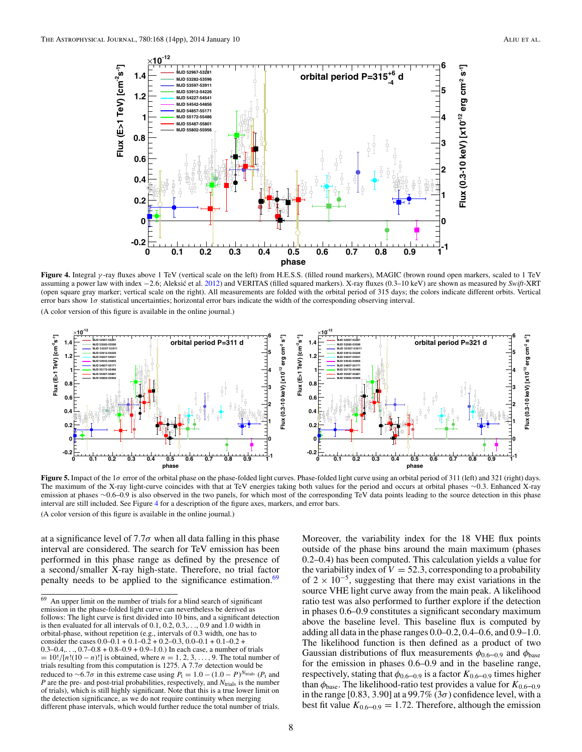**Figure 4.** Integral $\gamma$-ray fluxes above 1 TeV (vertical scale on the left) from H.E.S.S. (filled round markers), MAGIC (brown round open markers, scaled to 1 TeV assuming a power law with index −2.6; Aleksić et al. 2012) and VERITAS (filled squared markers). X-ray fluxes (0.3–10 keV) are shown as measured by *Swift*-XRT (open square gray marker; vertical scale on the right). All measurements are folded with the orbital period of 315 days; the colors indicate different orbits. Vertical error bars show $1\sigma$ statistical uncertainties; horizontal error bars indicate the width of the corresponding observing interval.

(A color version of this figure is available in the online journal.)

**Figure 5.** Impact of the $1\sigma$ error of the orbital phase on the phase-folded light curves. Phase-folded light curve using an orbital period of 311 (left) and 321 (right) days. The maximum of the X-ray light-curve coincides with that at TeV energies taking both values for the period and occurs at orbital phases ∼0.3. Enhanced X-ray emission at phases ∼0.6–0.9 is also observed in the two panels, for which most of the corresponding TeV data points leading to the source detection in this phase interval are still included. See Figure 4 for a description of the figure axes, markers, and error bars.

(A color version of this figure is available in the online journal.)

at a significance level of $7.7\sigma$ when all data falling in this phase interval are considered. The search for TeV emission has been performed in this phase range as defined by the presence of a second/smaller X-ray high-state. Therefore, no trial factor penalty needs to be applied to the significance estimation.[69]

Moreover, the variability index for the 18 VHE flux points outside of the phase bins around the main maximum (phases 0.2–0.4) has been computed. This calculation yields a value for the variability index of $V = 52.3$, corresponding to a probability of $2 \times 10^{-5}$, suggesting that there may exist variations in the source VHE light curve away from the main peak. A likelihood ratio test was also performed to further explore if the detection in phases 0.6–0.9 constitutes a significant secondary maximum above the baseline level. This baseline flux is computed by adding all data in the phase ranges 0.0–0.2, 0.4–0.6, and 0.9–1.0. The likelihood function is then defined as a product of two Gaussian distributions of flux measurements $\phi_{0.6\text{–}0.9}$ and $\phi_{\rm base}$ for the emission in phases 0.6–0.9 and in the baseline range, respectively, stating that $\phi_{0.6\text{–}0.9}$ is a factor $K_{0.6\text{–}0.9}$ times higher than $\phi_{\rm base}$. The likelihood-ratio test provides a value for $K_{0.6\text{–}0.9}$ in the range [0.83, 3.90] at a 99.7% ($3\sigma$) confidence level, with a best fit value $K_{0.6\text{–}0.9} = 1.72$. Therefore, although the emission

[69] An upper limit on the number of trials for a blind search of significant emission in the phase-folded light curve can nevertheless be derived as follows: The light curve is first divided into 10 bins, and a significant detection is then evaluated for all intervals of 0.1, 0.2, 0.3,. . . , 0.9 and 1.0 width in orbital-phase, without repetition (e.g., intervals of 0.3 width, one has to consider the cases 0.0–0.1 + 0.1–0.2 + 0.2–0.3, 0.0–0.1 + 0.1–0.2 + 0.3–0.4,. . . , 0.7–0.8 + 0.8–0.9 + 0.9–1.0.) In each case, a number of trials $= 10!/[n!(10 - n)!]$ is obtained, where $n = 1, 2, 3, \ldots, 9$. The total number of trials resulting from this computation is 1275. A $7.7\sigma$ detection would be reduced to $\sim 6.7\sigma$ in this extreme case using $P_{\rm t} = 1.0 - (1.0 - P)^{N_{\rm trials}}$ ($P_{\rm t}$ and $P$ are the pre- and post-trial probabilities, respectively, and $N_{\rm trials}$ is the number of trials), which is still highly significant. Note that this is a true lower limit on the detection significance, as we do not require continuity when merging different phase intervals, which would further reduce the total number of trials.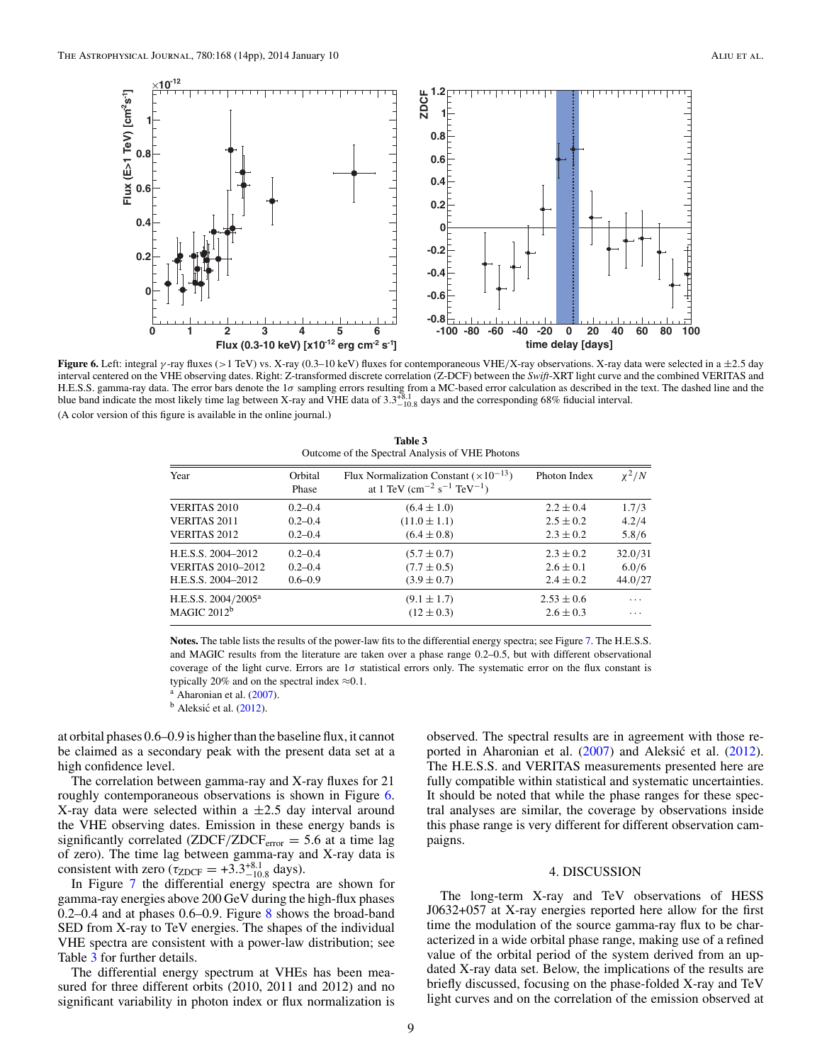**Figure 6.** Left: integral $\gamma$-ray fluxes (>1 TeV) vs. X-ray (0.3–10 keV) fluxes for contemporaneous VHE/X-ray observations. X-ray data were selected in a $\pm$2.5 day interval centered on the VHE observing dates. Right: Z-transformed discrete correlation (Z-DCF) between the *Swift*-XRT light curve and the combined VERITAS and H.E.S.S. gamma-ray data. The error bars denote the 1$\sigma$ sampling errors resulting from a MC-based error calculation as described in the text. The dashed line and the blue band indicate the most likely time lag between X-ray and VHE data of $3.3^{+8.1}_{-10.8}$ days and the corresponding 68% fiducial interval.

(A color version of this figure is available in the online journal.)

**Table 3**
Outcome of the Spectral Analysis of VHE Photons

| Year | Orbital Phase | Flux Normalization Constant ($\times 10^{-13}$) at 1 TeV (cm$^{-2}$ s$^{-1}$ TeV$^{-1}$) | Photon Index | $\chi^2/N$ |
|---|---|---|---|---|
| VERITAS 2010 | 0.2–0.4 | (6.4 ± 1.0) | 2.2 ± 0.4 | 1.7/3 |
| VERITAS 2011 | 0.2–0.4 | (11.0 ± 1.1) | 2.5 ± 0.2 | 4.2/4 |
| VERITAS 2012 | 0.2–0.4 | (6.4 ± 0.8) | 2.3 ± 0.2 | 5.8/6 |
| H.E.S.S. 2004–2012 | 0.2–0.4 | (5.7 ± 0.7) | 2.3 ± 0.2 | 32.0/31 |
| VERITAS 2010–2012 | 0.2–0.4 | (7.7 ± 0.5) | 2.6 ± 0.1 | 6.0/6 |
| H.E.S.S. 2004–2012 | 0.6–0.9 | (3.9 ± 0.7) | 2.4 ± 0.2 | 44.0/27 |
| H.E.S.S. 2004/2005[a] | | (9.1 ± 1.7) | 2.53 ± 0.6 | ... |
| MAGIC 2012[b] | | (12 ± 0.3) | 2.6 ± 0.3 | ... |

**Notes.** The table lists the results of the power-law fits to the differential energy spectra; see Figure 7. The H.E.S.S. and MAGIC results from the literature are taken over a phase range 0.2–0.5, but with different observational coverage of the light curve. Errors are 1$\sigma$ statistical errors only. The systematic error on the flux constant is typically 20% and on the spectral index ≈0.1.

[a] Aharonian et al. (2007).

[b] Aleksić et al. (2012).

at orbital phases 0.6–0.9 is higher than the baseline flux, it cannot be claimed as a secondary peak with the present data set at a high confidence level.

The correlation between gamma-ray and X-ray fluxes for 21 roughly contemporaneous observations is shown in Figure 6. X-ray data were selected within a $\pm$2.5 day interval around the VHE observing dates. Emission in these energy bands is significantly correlated ($\mathrm{ZDCF}/\mathrm{ZDCF}_{\mathrm{error}} = 5.6$ at a time lag of zero). The time lag between gamma-ray and X-ray data is consistent with zero ($\tau_{\mathrm{ZDCF}} = +3.3^{+8.1}_{-10.8}$ days).

In Figure 7 the differential energy spectra are shown for gamma-ray energies above 200 GeV during the high-flux phases 0.2–0.4 and at phases 0.6–0.9. Figure 8 shows the broad-band SED from X-ray to TeV energies. The shapes of the individual VHE spectra are consistent with a power-law distribution; see Table 3 for further details.

The differential energy spectrum at VHEs has been measured for three different orbits (2010, 2011 and 2012) and no significant variability in photon index or flux normalization is observed. The spectral results are in agreement with those reported in Aharonian et al. (2007) and Aleksić et al. (2012). The H.E.S.S. and VERITAS measurements presented here are fully compatible within statistical and systematic uncertainties. It should be noted that while the phase ranges for these spectral analyses are similar, the coverage by observations inside this phase range is very different for different observation campaigns.

## 4. DISCUSSION

The long-term X-ray and TeV observations of HESS J0632+057 at X-ray energies reported here allow for the first time the modulation of the source gamma-ray flux to be characterized in a wide orbital phase range, making use of a refined value of the orbital period of the system derived from an updated X-ray data set. Below, the implications of the results are briefly discussed, focusing on the phase-folded X-ray and TeV light curves and on the correlation of the emission observed at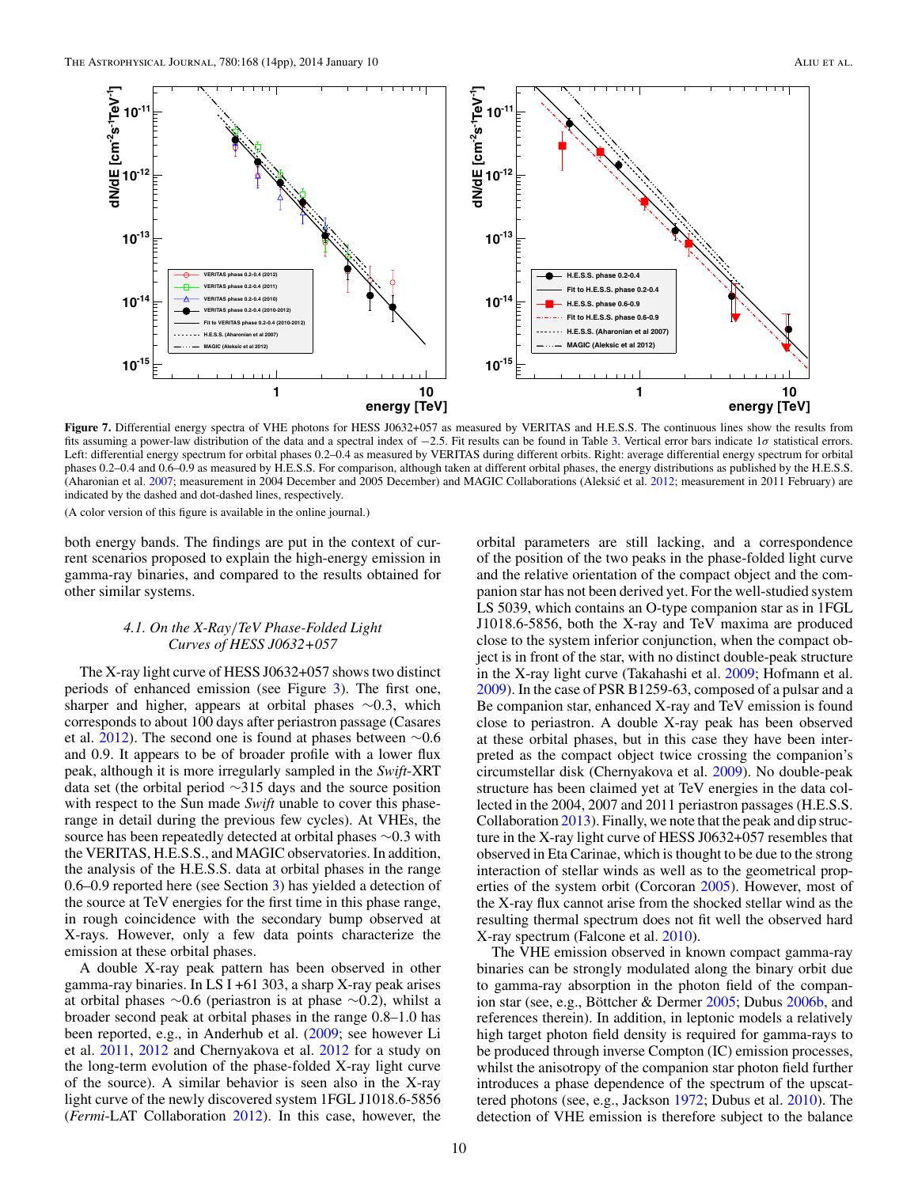**Figure 7.** Differential energy spectra of VHE photons for HESS J0632+057 as measured by VERITAS and H.E.S.S. The continuous lines show the results from fits assuming a power-law distribution of the data and a spectral index of −2.5. Fit results can be found in Table 3. Vertical error bars indicate 1$\sigma$ statistical errors. Left: differential energy spectrum for orbital phases 0.2–0.4 as measured by VERITAS during different orbits. Right: average differential energy spectrum for orbital phases 0.2–0.4 and 0.6–0.9 as measured by H.E.S.S. For comparison, although taken at different orbital phases, the energy distributions as published by the H.E.S.S. (Aharonian et al. 2007; measurement in 2004 December and 2005 December) and MAGIC Collaborations (Aleksić et al. 2012; measurement in 2011 February) are indicated by the dashed and dot-dashed lines, respectively.

(A color version of this figure is available in the online journal.)

both energy bands. The findings are put in the context of current scenarios proposed to explain the high-energy emission in gamma-ray binaries, and compared to the results obtained for other similar systems.

### 4.1. On the X-Ray/TeV Phase-Folded Light Curves of HESS J0632+057

The X-ray light curve of HESS J0632+057 shows two distinct periods of enhanced emission (see Figure 3). The first one, sharper and higher, appears at orbital phases ~0.3, which corresponds to about 100 days after periastron passage (Casares et al. 2012). The second one is found at phases between ~0.6 and 0.9. It appears to be of broader profile with a lower flux peak, although it is more irregularly sampled in the *Swift*-XRT data set (the orbital period ~315 days and the source position with respect to the Sun made *Swift* unable to cover this phase-range in detail during the previous few cycles). At VHEs, the source has been repeatedly detected at orbital phases ~0.3 with the VERITAS, H.E.S.S., and MAGIC observatories. In addition, the analysis of the H.E.S.S. data at orbital phases in the range 0.6–0.9 reported here (see Section 3) has yielded a detection of the source at TeV energies for the first time in this phase range, in rough coincidence with the secondary bump observed at X-rays. However, only a few data points characterize the emission at these orbital phases.

A double X-ray peak pattern has been observed in other gamma-ray binaries. In LS I +61 303, a sharp X-ray peak arises at orbital phases ~0.6 (periastron is at phase ~0.2), whilst a broader second peak at orbital phases in the range 0.8–1.0 has been reported, e.g., in Anderhub et al. (2009; see however Li et al. 2011, 2012 and Chernyakova et al. 2012 for a study on the long-term evolution of the phase-folded X-ray light curve of the source). A similar behavior is seen also in the X-ray light curve of the newly discovered system 1FGL J1018.6-5856 (*Fermi*-LAT Collaboration 2012). In this case, however, the orbital parameters are still lacking, and a correspondence of the position of the two peaks in the phase-folded light curve and the relative orientation of the compact object and the companion star has not been derived yet. For the well-studied system LS 5039, which contains an O-type companion star as in 1FGL J1018.6-5856, both the X-ray and TeV maxima are produced close to the system inferior conjunction, when the compact object is in front of the star, with no distinct double-peak structure in the X-ray light curve (Takahashi et al. 2009; Hofmann et al. 2009). In the case of PSR B1259-63, composed of a pulsar and a Be companion star, enhanced X-ray and TeV emission is found close to periastron. A double X-ray peak has been observed at these orbital phases, but in this case they have been interpreted as the compact object twice crossing the companion's circumstellar disk (Chernyakova et al. 2009). No double-peak structure has been claimed yet at TeV energies in the data collected in the 2004, 2007 and 2011 periastron passages (H.E.S.S. Collaboration 2013). Finally, we note that the peak and dip structure in the X-ray light curve of HESS J0632+057 resembles that observed in Eta Carinae, which is thought to be due to the strong interaction of stellar winds as well as to the geometrical properties of the system orbit (Corcoran 2005). However, most of the X-ray flux cannot arise from the shocked stellar wind as the resulting thermal spectrum does not fit well the observed hard X-ray spectrum (Falcone et al. 2010).

The VHE emission observed in known compact gamma-ray binaries can be strongly modulated along the binary orbit due to gamma-ray absorption in the photon field of the companion star (see, e.g., Böttcher & Dermer 2005; Dubus 2006b, and references therein). In addition, in leptonic models a relatively high target photon field density is required for gamma-rays to be produced through inverse Compton (IC) emission processes, whilst the anisotropy of the companion star photon field further introduces a phase dependence of the spectrum of the upscattered photons (see, e.g., Jackson 1972; Dubus et al. 2010). The detection of VHE emission is therefore subject to the balance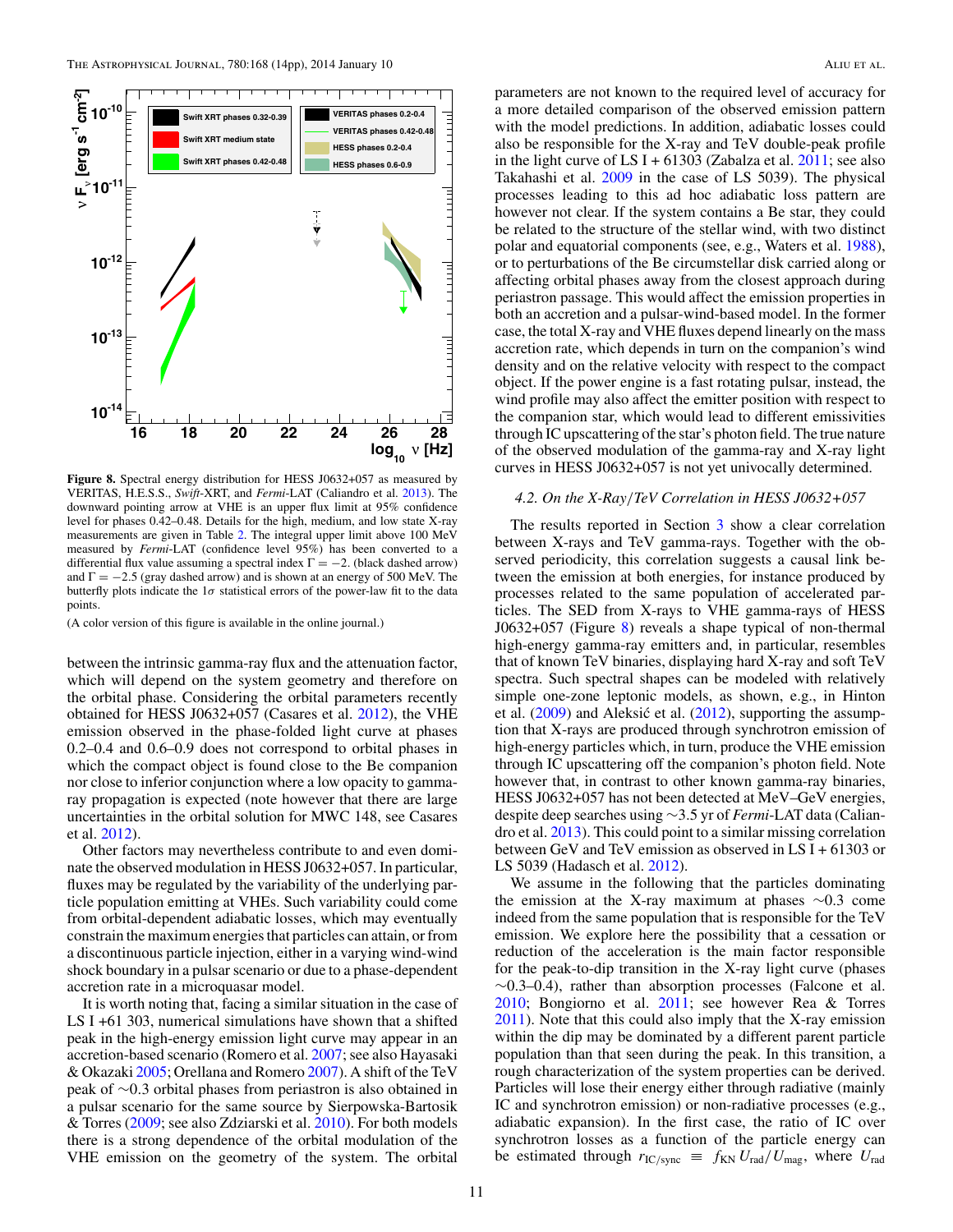**Figure 8.** Spectral energy distribution for HESS J0632+057 as measured by VERITAS, H.E.S.S., *Swift*-XRT, and *Fermi*-LAT (Caliandro et al. 2013). The downward pointing arrow at VHE is an upper flux limit at 95% confidence level for phases 0.42–0.48. Details for the high, medium, and low state X-ray measurements are given in Table 2. The integral upper limit above 100 MeV measured by *Fermi*-LAT (confidence level 95%) has been converted to a differential flux value assuming a spectral index $\Gamma = -2$. (black dashed arrow) and $\Gamma = -2.5$ (gray dashed arrow) and is shown at an energy of 500 MeV. The butterfly plots indicate the $1\sigma$ statistical errors of the power-law fit to the data points.

(A color version of this figure is available in the online journal.)

between the intrinsic gamma-ray flux and the attenuation factor, which will depend on the system geometry and therefore on the orbital phase. Considering the orbital parameters recently obtained for HESS J0632+057 (Casares et al. 2012), the VHE emission observed in the phase-folded light curve at phases 0.2–0.4 and 0.6–0.9 does not correspond to orbital phases in which the compact object is found close to the Be companion nor close to inferior conjunction where a low opacity to gamma-ray propagation is expected (note however that there are large uncertainties in the orbital solution for MWC 148, see Casares et al. 2012).

Other factors may nevertheless contribute to and even dominate the observed modulation in HESS J0632+057. In particular, fluxes may be regulated by the variability of the underlying particle population emitting at VHEs. Such variability could come from orbital-dependent adiabatic losses, which may eventually constrain the maximum energies that particles can attain, or from a discontinuous particle injection, either in a varying wind-wind shock boundary in a pulsar scenario or due to a phase-dependent accretion rate in a microquasar model.

It is worth noting that, facing a similar situation in the case of LS I +61 303, numerical simulations have shown that a shifted peak in the high-energy emission light curve may appear in an accretion-based scenario (Romero et al. 2007; see also Hayasaki & Okazaki 2005; Orellana and Romero 2007). A shift of the TeV peak of ∼0.3 orbital phases from periastron is also obtained in a pulsar scenario for the same source by Sierpowska-Bartosik & Torres (2009; see also Zdziarski et al. 2010). For both models there is a strong dependence of the orbital modulation of the VHE emission on the geometry of the system. The orbital parameters are not known to the required level of accuracy for a more detailed comparison of the observed emission pattern with the model predictions. In addition, adiabatic losses could also be responsible for the X-ray and TeV double-peak profile in the light curve of LS I + 61303 (Zabalza et al. 2011; see also Takahashi et al. 2009 in the case of LS 5039). The physical processes leading to this ad hoc adiabatic loss pattern are however not clear. If the system contains a Be star, they could be related to the structure of the stellar wind, with two distinct polar and equatorial components (see, e.g., Waters et al. 1988), or to perturbations of the Be circumstellar disk carried along or affecting orbital phases away from the closest approach during periastron passage. This would affect the emission properties in both an accretion and a pulsar-wind-based model. In the former case, the total X-ray and VHE fluxes depend linearly on the mass accretion rate, which depends in turn on the companion's wind density and on the relative velocity with respect to the compact object. If the power engine is a fast rotating pulsar, instead, the wind profile may also affect the emitter position with respect to the companion star, which would lead to different emissivities through IC upscattering of the star's photon field. The true nature of the observed modulation of the gamma-ray and X-ray light curves in HESS J0632+057 is not yet univocally determined.

### 4.2. On the X-Ray/TeV Correlation in HESS J0632+057

The results reported in Section 3 show a clear correlation between X-rays and TeV gamma-rays. Together with the observed periodicity, this correlation suggests a causal link between the emission at both energies, for instance produced by processes related to the same population of accelerated particles. The SED from X-rays to VHE gamma-rays of HESS J0632+057 (Figure 8) reveals a shape typical of non-thermal high-energy gamma-ray emitters and, in particular, resembles that of known TeV binaries, displaying hard X-ray and soft TeV spectra. Such spectral shapes can be modeled with relatively simple one-zone leptonic models, as shown, e.g., in Hinton et al. (2009) and Aleksić et al. (2012), supporting the assumption that X-rays are produced through synchrotron emission of high-energy particles which, in turn, produce the VHE emission through IC upscattering off the companion's photon field. Note however that, in contrast to other known gamma-ray binaries, HESS J0632+057 has not been detected at MeV–GeV energies, despite deep searches using ∼3.5 yr of *Fermi*-LAT data (Caliandro et al. 2013). This could point to a similar missing correlation between GeV and TeV emission as observed in LS I + 61303 or LS 5039 (Hadasch et al. 2012).

We assume in the following that the particles dominating the emission at the X-ray maximum at phases ∼0.3 come indeed from the same population that is responsible for the TeV emission. We explore here the possibility that a cessation or reduction of the acceleration is the main factor responsible for the peak-to-dip transition in the X-ray light curve (phases ∼0.3–0.4), rather than absorption processes (Falcone et al. 2010; Bongiorno et al. 2011; see however Rea & Torres 2011). Note that this could also imply that the X-ray emission within the dip may be dominated by a different parent particle population than that seen during the peak. In this transition, a rough characterization of the system properties can be derived. Particles will lose their energy either through radiative (mainly IC and synchrotron emission) or non-radiative processes (e.g., adiabatic expansion). In the first case, the ratio of IC over synchrotron losses as a function of the particle energy can be estimated through $r_{\mathrm{IC/sync}} \equiv f_{\mathrm{KN}}\, U_{\mathrm{rad}}/U_{\mathrm{mag}}$, where $U_{\mathrm{rad}}$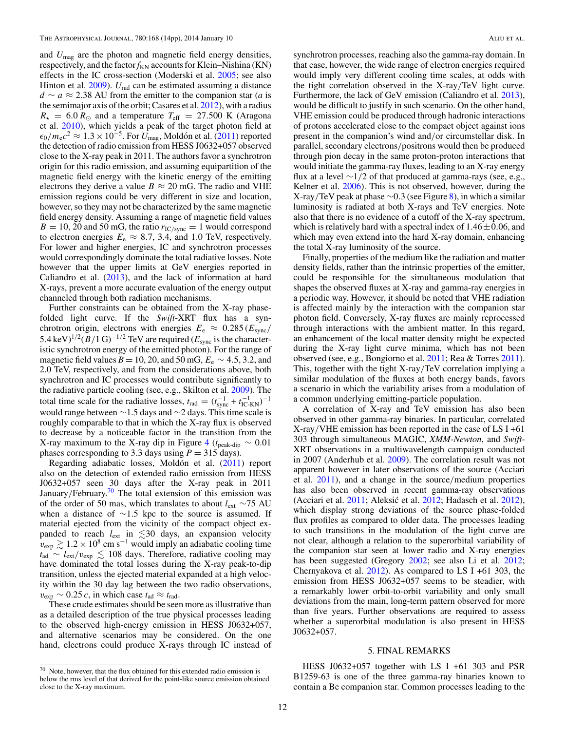and $U_{\rm mag}$ are the photon and magnetic field energy densities, respectively, and the factor $f_{\rm KN}$ accounts for Klein–Nishina (KN) effects in the IC cross-section (Moderski et al. 2005; see also Hinton et al. 2009). $U_{\rm rad}$ can be estimated assuming a distance $d \sim a \approx 2.38$ AU from the emitter to the companion star ($a$ is the semimajor axis of the orbit; Casares et al. 2012), with a radius $R_\star = 6.0\,R_\odot$ and a temperature $T_{\rm eff} = 27.500$ K (Aragona et al. 2010), which yields a peak of the target photon field at $\epsilon_0/m_{\rm e}c^2 \approx 1.3 \times 10^{-5}$. For $U_{\rm mag}$, Moldón et al. (2011) reported the detection of radio emission from HESS J0632+057 observed close to the X-ray peak in 2011. The authors favor a synchrotron origin for this radio emission, and assuming equipartition of the magnetic field energy with the kinetic energy of the emitting electrons they derive a value $B \approx 20$ mG. The radio and VHE emission regions could be very different in size and location, however, so they may not be characterized by the same magnetic field energy density. Assuming a range of magnetic field values $B = 10$, 20 and 50 mG, the ratio $r_{\rm IC/sync} = 1$ would correspond to electron energies $E_{\rm e} \approx 8.7$, 3.4, and 1.0 TeV, respectively. For lower and higher energies, IC and synchrotron processes would correspondingly dominate the total radiative losses. Note however that the upper limits at GeV energies reported in Caliandro et al. (2013), and the lack of information at hard X-rays, prevent a more accurate evaluation of the energy output channeled through both radiation mechanisms.

Further constraints can be obtained from the X-ray phase-folded light curve. If the *Swift*-XRT flux has a synchrotron origin, electrons with energies $E_{\rm e} \approx 0.285\,(E_{\rm sync}/5.4\,{\rm keV})^{1/2}(B/1\,{\rm G})^{-1/2}$ TeV are required ($E_{\rm sync}$ is the characteristic synchrotron energy of the emitted photon). For the range of magnetic field values $B = 10$, 20, and 50 mG, $E_{\rm e} \sim 4.5$, 3.2, and 2.0 TeV, respectively, and from the considerations above, both synchrotron and IC processes would contribute significantly to the radiative particle cooling (see, e.g., Skilton et al. 2009). The total time scale for the radiative losses, $t_{\rm rad} = (t_{\rm sync}^{-1} + t_{\rm IC\text{-}KN}^{-1})^{-1}$ would range between $\sim$1.5 days and $\sim$2 days. This time scale is roughly comparable to that in which the X-ray flux is observed to decrease by a noticeable factor in the transition from the X-ray maximum to the X-ray dip in Figure 4 ($t_{\rm peak\text{-}dip} \sim 0.01$ phases corresponding to 3.3 days using $P = 315$ days).

Regarding adiabatic losses, Moldón et al. (2011) report also on the detection of extended radio emission from HESS J0632+057 seen 30 days after the X-ray peak in 2011 January/February.[70] The total extension of this emission was of the order of 50 mas, which translates to about $l_{\rm ext} \sim 75$ AU when a distance of $\sim$1.5 kpc to the source is assumed. If material ejected from the vicinity of the compact object expanded to reach $l_{\rm ext}$ in $\lesssim 30$ days, an expansion velocity $v_{\rm exp} \gtrsim 1.2 \times 10^8$ cm s$^{-1}$ would imply an adiabatic cooling time $t_{\rm ad} \sim l_{\rm ext}/v_{\rm exp} \lesssim 108$ days. Therefore, radiative cooling may have dominated the total losses during the X-ray peak-to-dip transition, unless the ejected material expanded at a high velocity within the 30 day lag between the two radio observations, $v_{\rm exp} \sim 0.25\,c$, in which case $t_{\rm ad} \approx t_{\rm rad}$.

These crude estimates should be seen more as illustrative than as a detailed description of the true physical processes leading to the observed high-energy emission in HESS J0632+057, and alternative scenarios may be considered. On the one hand, electrons could produce X-rays through IC instead of synchrotron processes, reaching also the gamma-ray domain. In that case, however, the wide range of electron energies required would imply very different cooling time scales, at odds with the tight correlation observed in the X-ray/TeV light curve. Furthermore, the lack of GeV emission (Caliandro et al. 2013), would be difficult to justify in such scenario. On the other hand, VHE emission could be produced through hadronic interactions of protons accelerated close to the compact object against ions present in the companion's wind and/or circumstellar disk. In parallel, secondary electrons/positrons would then be produced through pion decay in the same proton-proton interactions that would initiate the gamma-ray fluxes, leading to an X-ray energy flux at a level $\sim$1/2 of that produced at gamma-rays (see, e.g., Kelner et al. 2006). This is not observed, however, during the X-ray/TeV peak at phase $\sim$0.3 (see Figure 8), in which a similar luminosity is radiated at both X-rays and TeV energies. Note also that there is no evidence of a cutoff of the X-ray spectrum, which is relatively hard with a spectral index of $1.46 \pm 0.06$, and which may even extend into the hard X-ray domain, enhancing the total X-ray luminosity of the source.

Finally, properties of the medium like the radiation and matter density fields, rather than the intrinsic properties of the emitter, could be responsible for the simultaneous modulation that shapes the observed fluxes at X-ray and gamma-ray energies in a periodic way. However, it should be noted that VHE radiation is affected mainly by the interaction with the companion star photon field. Conversely, X-ray fluxes are mainly reprocessed through interactions with the ambient matter. In this regard, an enhancement of the local matter density might be expected during the X-ray light curve minima, which has not been observed (see, e.g., Bongiorno et al. 2011; Rea & Torres 2011). This, together with the tight X-ray/TeV correlation implying a similar modulation of the fluxes at both energy bands, favors a scenario in which the variability arises from a modulation of a common underlying emitting-particle population.

A correlation of X-ray and TeV emission has also been observed in other gamma-ray binaries. In particular, correlated X-ray/VHE emission has been reported in the case of LS I +61 303 through simultaneous MAGIC, *XMM-Newton*, and *Swift*-XRT observations in a multiwavelength campaign conducted in 2007 (Anderhub et al. 2009). The correlation result was not apparent however in later observations of the source (Acciari et al. 2011), and a change in the source/medium properties has also been observed in recent gamma-ray observations (Acciari et al. 2011; Aleksić et al. 2012; Hadasch et al. 2012), which display strong deviations of the source phase-folded flux profiles as compared to older data. The processes leading to such transitions in the modulation of the light curve are not clear, although a relation to the superorbital variability of the companion star seen at lower radio and X-ray energies has been suggested (Gregory 2002; see also Li et al. 2012; Chernyakova et al. 2012). As compared to LS I +61 303, the emission from HESS J0632+057 seems to be steadier, with a remarkably lower orbit-to-orbit variability and only small deviations from the main, long-term pattern observed for more than five years. Further observations are required to assess whether a superorbital modulation is also present in HESS J0632+057.

## 5. FINAL REMARKS

HESS J0632+057 together with LS I +61 303 and PSR B1259-63 is one of the three gamma-ray binaries known to contain a Be companion star. Common processes leading to the

[70] Note, however, that the flux obtained for this extended radio emission is below the rms level of that derived for the point-like source emission obtained close to the X-ray maximum.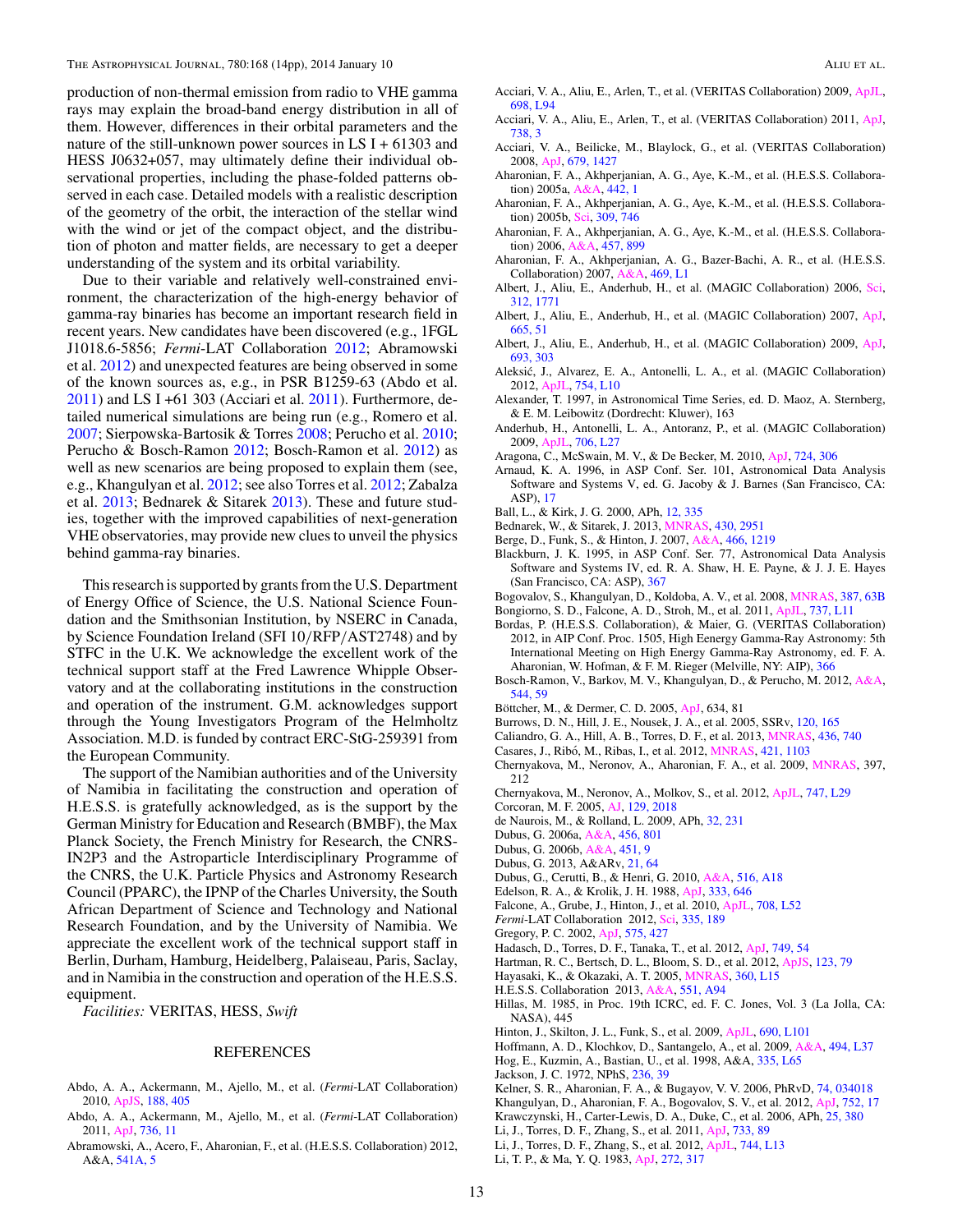production of non-thermal emission from radio to VHE gamma rays may explain the broad-band energy distribution in all of them. However, differences in their orbital parameters and the nature of the still-unknown power sources in LS I + 61303 and HESS J0632+057, may ultimately define their individual observational properties, including the phase-folded patterns observed in each case. Detailed models with a realistic description of the geometry of the orbit, the interaction of the stellar wind with the wind or jet of the compact object, and the distribution of photon and matter fields, are necessary to get a deeper understanding of the system and its orbital variability.

Due to their variable and relatively well-constrained environment, the characterization of the high-energy behavior of gamma-ray binaries has become an important research field in recent years. New candidates have been discovered (e.g., 1FGL J1018.6-5856; *Fermi*-LAT Collaboration 2012; Abramowski et al. 2012) and unexpected features are being observed in some of the known sources as, e.g., in PSR B1259-63 (Abdo et al. 2011) and LS I +61 303 (Acciari et al. 2011). Furthermore, detailed numerical simulations are being run (e.g., Romero et al. 2007; Sierpowska-Bartosik & Torres 2008; Perucho et al. 2010; Perucho & Bosch-Ramon 2012; Bosch-Ramon et al. 2012) as well as new scenarios are being proposed to explain them (see, e.g., Khangulyan et al. 2012; see also Torres et al. 2012; Zabalza et al. 2013; Bednarek & Sitarek 2013). These and future studies, together with the improved capabilities of next-generation VHE observatories, may provide new clues to unveil the physics behind gamma-ray binaries.

This research is supported by grants from the U.S. Department of Energy Office of Science, the U.S. National Science Foundation and the Smithsonian Institution, by NSERC in Canada, by Science Foundation Ireland (SFI 10/RFP/AST2748) and by STFC in the U.K. We acknowledge the excellent work of the technical support staff at the Fred Lawrence Whipple Observatory and at the collaborating institutions in the construction and operation of the instrument. G.M. acknowledges support through the Young Investigators Program of the Helmholtz Association. M.D. is funded by contract ERC-StG-259391 from the European Community.

The support of the Namibian authorities and of the University of Namibia in facilitating the construction and operation of H.E.S.S. is gratefully acknowledged, as is the support by the German Ministry for Education and Research (BMBF), the Max Planck Society, the French Ministry for Research, the CNRS-IN2P3 and the Astroparticle Interdisciplinary Programme of the CNRS, the U.K. Particle Physics and Astronomy Research Council (PPARC), the IPNP of the Charles University, the South African Department of Science and Technology and National Research Foundation, and by the University of Namibia. We appreciate the excellent work of the technical support staff in Berlin, Durham, Hamburg, Heidelberg, Palaiseau, Paris, Saclay, and in Namibia in the construction and operation of the H.E.S.S. equipment.

*Facilities:* VERITAS, HESS, *Swift*

## REFERENCES

Abdo, A. A., Ackermann, M., Ajello, M., et al. (*Fermi*-LAT Collaboration) 2010, ApJS, 188, 405

Abdo, A. A., Ackermann, M., Ajello, M., et al. (*Fermi*-LAT Collaboration) 2011, ApJ, 736, 11

Abramowski, A., Acero, F., Aharonian, F., et al. (H.E.S.S. Collaboration) 2012, A&A, 541A, 5

Acciari, V. A., Aliu, E., Arlen, T., et al. (VERITAS Collaboration) 2009, ApJL, 698, L94

Acciari, V. A., Aliu, E., Arlen, T., et al. (VERITAS Collaboration) 2011, ApJ, 738, 3

Acciari, V. A., Beilicke, M., Blaylock, G., et al. (VERITAS Collaboration) 2008, ApJ, 679, 1427

Aharonian, F. A., Akhperjanian, A. G., Aye, K.-M., et al. (H.E.S.S. Collaboration) 2005a, A&A, 442, 1

Aharonian, F. A., Akhperjanian, A. G., Aye, K.-M., et al. (H.E.S.S. Collaboration) 2005b, Sci, 309, 746

Aharonian, F. A., Akhperjanian, A. G., Aye, K.-M., et al. (H.E.S.S. Collaboration) 2006, A&A, 457, 899

Aharonian, F. A., Akhperjanian, A. G., Bazer-Bachi, A. R., et al. (H.E.S.S. Collaboration) 2007, A&A, 469, L1

Albert, J., Aliu, E., Anderhub, H., et al. (MAGIC Collaboration) 2006, Sci, 312, 1771

Albert, J., Aliu, E., Anderhub, H., et al. (MAGIC Collaboration) 2007, ApJ, 665, 51

Albert, J., Aliu, E., Anderhub, H., et al. (MAGIC Collaboration) 2009, ApJ, 693, 303

Aleksić, J., Alvarez, E. A., Antonelli, L. A., et al. (MAGIC Collaboration) 2012, ApJL, 754, L10

Alexander, T. 1997, in Astronomical Time Series, ed. D. Maoz, A. Sternberg, & E. M. Leibowitz (Dordrecht: Kluwer), 163

Anderhub, H., Antonelli, L. A., Antoranz, P., et al. (MAGIC Collaboration) 2009, ApJL, 706, L27

Aragona, C., McSwain, M. V., & De Becker, M. 2010, ApJ, 724, 306

Arnaud, K. A. 1996, in ASP Conf. Ser. 101, Astronomical Data Analysis Software and Systems V, ed. G. Jacoby & J. Barnes (San Francisco, CA: ASP), 17

Ball, L., & Kirk, J. G. 2000, APh, 12, 335

Bednarek, W., & Sitarek, J. 2013, MNRAS, 430, 2951

Berge, D., Funk, S., & Hinton, J. 2007, A&A, 466, 1219

Blackburn, J. K. 1995, in ASP Conf. Ser. 77, Astronomical Data Analysis Software and Systems IV, ed. R. A. Shaw, H. E. Payne, & J. J. E. Hayes (San Francisco, CA: ASP), 367

Bogovalov, S., Khangulyan, D., Koldoba, A. V., et al. 2008, MNRAS, 387, 63B

Bongiorno, S. D., Falcone, A. D., Stroh, M., et al. 2011, ApJL, 737, L11

Bordas, P. (H.E.S.S. Collaboration), & Maier, G. (VERITAS Collaboration) 2012, in AIP Conf. Proc. 1505, High Eenergy Gamma-Ray Astronomy: 5th International Meeting on High Energy Gamma-Ray Astronomy, ed. F. A. Aharonian, W. Hofman, & F. M. Rieger (Melville, NY: AIP), 366

Bosch-Ramon, V., Barkov, M. V., Khangulyan, D., & Perucho, M. 2012, A&A, 544, 59

Böttcher, M., & Dermer, C. D. 2005, ApJ, 634, 81

Burrows, D. N., Hill, J. E., Nousek, J. A., et al. 2005, SSRv, 120, 165

Caliandro, G. A., Hill, A. B., Torres, D. F., et al. 2013, MNRAS, 436, 740

Casares, J., Ribó, M., Ribas, I., et al. 2012, MNRAS, 421, 1103

Chernyakova, M., Neronov, A., Aharonian, F. A., et al. 2009, MNRAS, 397, 212

Chernyakova, M., Neronov, A., Molkov, S., et al. 2012, ApJL, 747, L29

Corcoran, M. F. 2005, AJ, 129, 2018

de Naurois, M., & Rolland, L. 2009, APh, 32, 231

Dubus, G. 2006a, A&A, 456, 801

Dubus, G. 2006b, A&A, 451, 9

Dubus, G. 2013, A&ARv, 21, 64

Dubus, G., Cerutti, B., & Henri, G. 2010, A&A, 516, A18

Edelson, R. A., & Krolik, J. H. 1988, ApJ, 333, 646

Falcone, A., Grube, J., Hinton, J., et al. 2010, ApJL, 708, L52

*Fermi*-LAT Collaboration 2012, Sci, 335, 189

Gregory, P. C. 2002, ApJ, 575, 427

Hadasch, D., Torres, D. F., Tanaka, T., et al. 2012, ApJ, 749, 54

Hartman, R. C., Bertsch, D. L., Bloom, S. D., et al. 2012, ApJS, 123, 79

Hayasaki, K., & Okazaki, A. T. 2005, MNRAS, 360, L15

H.E.S.S. Collaboration 2013, A&A, 551, A94

Hillas, M. 1985, in Proc. 19th ICRC, ed. F. C. Jones, Vol. 3 (La Jolla, CA: NASA), 445

Hinton, J., Skilton, J. L., Funk, S., et al. 2009, ApJL, 690, L101

Hoffmann, A. D., Klochkov, D., Santangelo, A., et al. 2009, A&A, 494, L37

Hog, E., Kuzmin, A., Bastian, U., et al. 1998, A&A, 335, L65

Jackson, J. C. 1972, NPhS, 236, 39

Kelner, S. R., Aharonian, F. A., & Bugayov, V. V. 2006, PhRvD, 74, 034018

Khangulyan, D., Aharonian, F. A., Bogovalov, S. V., et al. 2012, ApJ, 752, 17

Krawczynski, H., Carter-Lewis, D. A., Duke, C., et al. 2006, APh, 25, 380

Li, J., Torres, D. F., Zhang, S., et al. 2011, ApJ, 733, 89

Li, J., Torres, D. F., Zhang, S., et al. 2012, ApJL, 744, L13

Li, T. P., & Ma, Y. Q. 1983, ApJ, 272, 317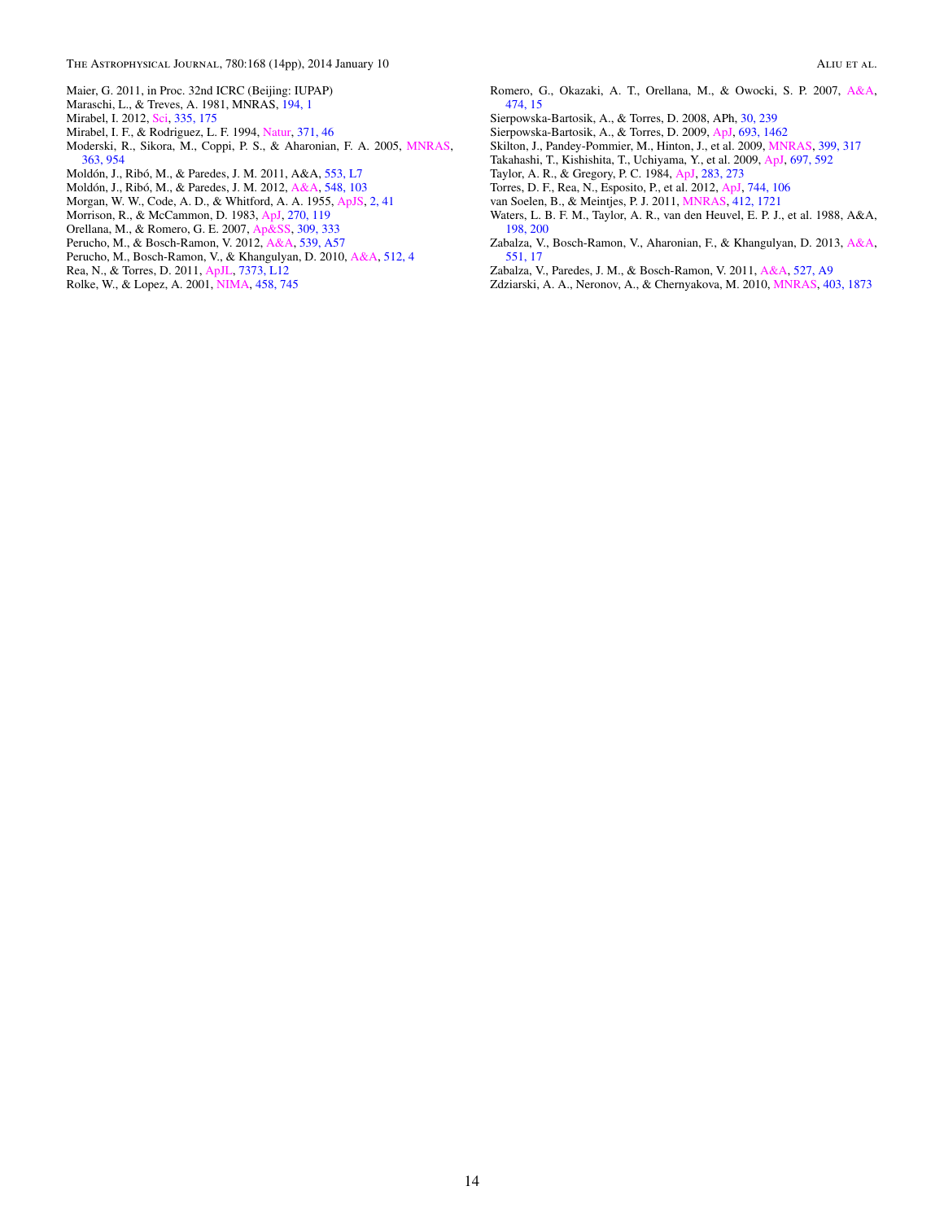Maier, G. 2011, in Proc. 32nd ICRC (Beijing: IUPAP)

Maraschi, L., & Treves, A. 1981, MNRAS, 194, 1

Mirabel, I. 2012, Sci, 335, 175

Mirabel, I. F., & Rodriguez, L. F. 1994, Natur, 371, 46

Moderski, R., Sikora, M., Coppi, P. S., & Aharonian, F. A. 2005, MNRAS, 363, 954

Moldón, J., Ribó, M., & Paredes, J. M. 2011, A&A, 553, L7

Moldón, J., Ribó, M., & Paredes, J. M. 2012, A&A, 548, 103

Morgan, W. W., Code, A. D., & Whitford, A. A. 1955, ApJS, 2, 41

Morrison, R., & McCammon, D. 1983, ApJ, 270, 119

Orellana, M., & Romero, G. E. 2007, Ap&SS, 309, 333

Perucho, M., & Bosch-Ramon, V. 2012, A&A, 539, A57

Perucho, M., Bosch-Ramon, V., & Khangulyan, D. 2010, A&A, 512, 4

Rea, N., & Torres, D. 2011, ApJL, 7373, L12

Rolke, W., & Lopez, A. 2001, NIMA, 458, 745

Romero, G., Okazaki, A. T., Orellana, M., & Owocki, S. P. 2007, A&A, 474, 15

Sierpowska-Bartosik, A., & Torres, D. 2008, APh, 30, 239

Sierpowska-Bartosik, A., & Torres, D. 2009, ApJ, 693, 1462

Skilton, J., Pandey-Pommier, M., Hinton, J., et al. 2009, MNRAS, 399, 317

Takahashi, T., Kishishita, T., Uchiyama, Y., et al. 2009, ApJ, 697, 592

Taylor, A. R., & Gregory, P. C. 1984, ApJ, 283, 273

Torres, D. F., Rea, N., Esposito, P., et al. 2012, ApJ, 744, 106

van Soelen, B., & Meintjes, P. J. 2011, MNRAS, 412, 1721

Waters, L. B. F. M., Taylor, A. R., van den Heuvel, E. P. J., et al. 1988, A&A, 198, 200

Zabalza, V., Bosch-Ramon, V., Aharonian, F., & Khangulyan, D. 2013, A&A, 551, 17

Zabalza, V., Paredes, J. M., & Bosch-Ramon, V. 2011, A&A, 527, A9

Zdziarski, A. A., Neronov, A., & Chernyakova, M. 2010, MNRAS, 403, 1873